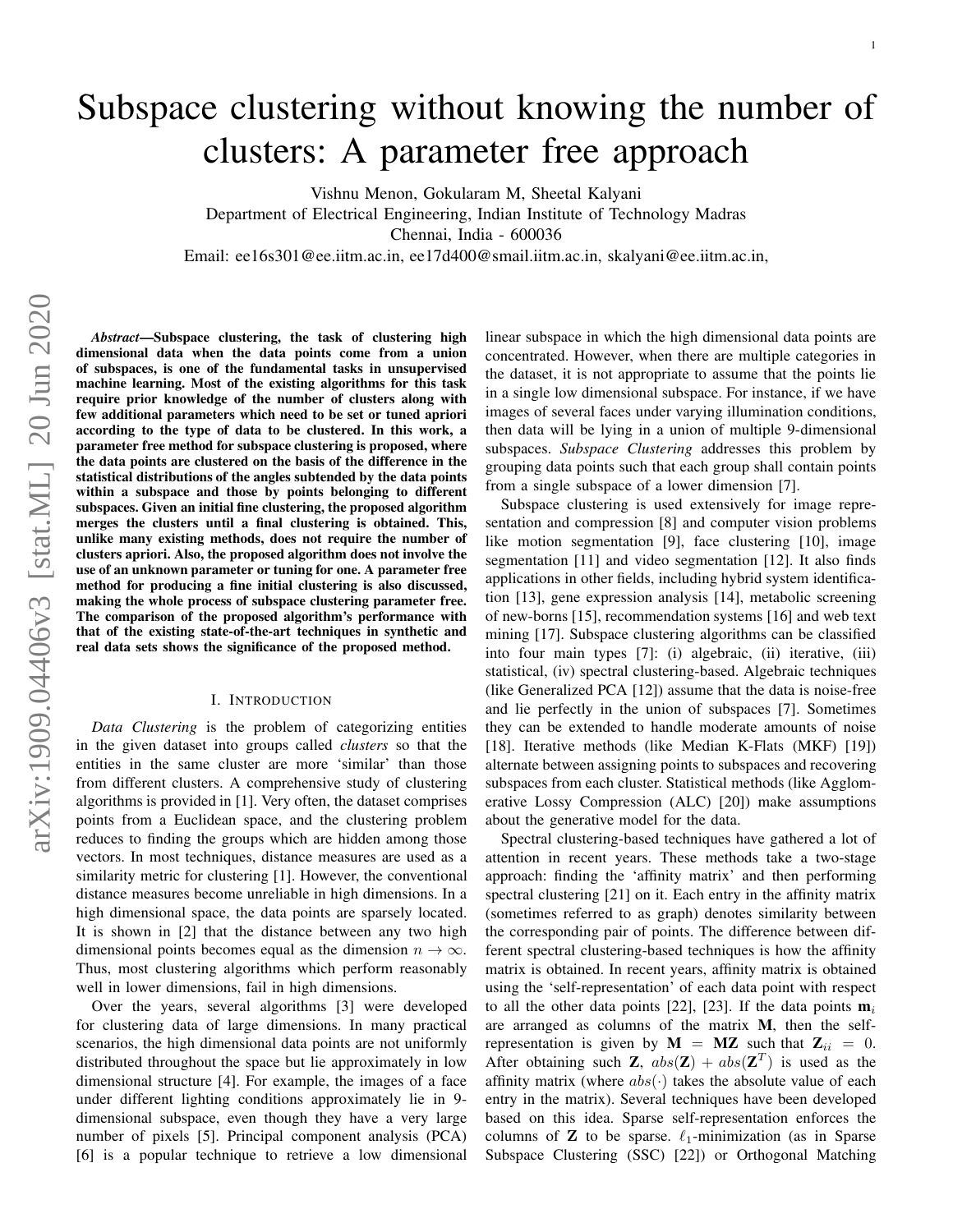# Subspace clustering without knowing the number of clusters: A parameter free approach

Vishnu Menon, Gokularam M, Sheetal Kalyani
Department of Electrical Engineering, Indian Institute of Technology Madras
Chennai, India - 600036
Email: ee16s301@ee.iitm.ac.in, ee17d400@smail.iitm.ac.in, skalyani@ee.iitm.ac.in,

***Abstract*—Subspace clustering, the task of clustering high dimensional data when the data points come from a union of subspaces, is one of the fundamental tasks in unsupervised machine learning. Most of the existing algorithms for this task require prior knowledge of the number of clusters along with few additional parameters which need to be set or tuned apriori according to the type of data to be clustered. In this work, a parameter free method for subspace clustering is proposed, where the data points are clustered on the basis of the difference in the statistical distributions of the angles subtended by the data points within a subspace and those by points belonging to different subspaces. Given an initial fine clustering, the proposed algorithm merges the clusters until a final clustering is obtained. This, unlike many existing methods, does not require the number of clusters apriori. Also, the proposed algorithm does not involve the use of an unknown parameter or tuning for one. A parameter free method for producing a fine initial clustering is also discussed, making the whole process of subspace clustering parameter free. The comparison of the proposed algorithm's performance with that of the existing state-of-the-art techniques in synthetic and real data sets shows the significance of the proposed method.**

## I. Introduction

*Data Clustering* is the problem of categorizing entities in the given dataset into groups called *clusters* so that the entities in the same cluster are more 'similar' than those from different clusters. A comprehensive study of clustering algorithms is provided in [1]. Very often, the dataset comprises points from a Euclidean space, and the clustering problem reduces to finding the groups which are hidden among those vectors. In most techniques, distance measures are used as a similarity metric for clustering [1]. However, the conventional distance measures become unreliable in high dimensions. In a high dimensional space, the data points are sparsely located. It is shown in [2] that the distance between any two high dimensional points becomes equal as the dimension $n \to \infty$. Thus, most clustering algorithms which perform reasonably well in lower dimensions, fail in high dimensions.

Over the years, several algorithms [3] were developed for clustering data of large dimensions. In many practical scenarios, the high dimensional data points are not uniformly distributed throughout the space but lie approximately in low dimensional structure [4]. For example, the images of a face under different lighting conditions approximately lie in 9-dimensional subspace, even though they have a very large number of pixels [5]. Principal component analysis (PCA) [6] is a popular technique to retrieve a low dimensional linear subspace in which the high dimensional data points are concentrated. However, when there are multiple categories in the dataset, it is not appropriate to assume that the points lie in a single low dimensional subspace. For instance, if we have images of several faces under varying illumination conditions, then data will be lying in a union of multiple 9-dimensional subspaces. *Subspace Clustering* addresses this problem by grouping data points such that each group shall contain points from a single subspace of a lower dimension [7].

Subspace clustering is used extensively for image representation and compression [8] and computer vision problems like motion segmentation [9], face clustering [10], image segmentation [11] and video segmentation [12]. It also finds applications in other fields, including hybrid system identification [13], gene expression analysis [14], metabolic screening of new-borns [15], recommendation systems [16] and web text mining [17]. Subspace clustering algorithms can be classified into four main types [7]: (i) algebraic, (ii) iterative, (iii) statistical, (iv) spectral clustering-based. Algebraic techniques (like Generalized PCA [12]) assume that the data is noise-free and lie perfectly in the union of subspaces [7]. Sometimes they can be extended to handle moderate amounts of noise [18]. Iterative methods (like Median K-Flats (MKF) [19]) alternate between assigning points to subspaces and recovering subspaces from each cluster. Statistical methods (like Agglomerative Lossy Compression (ALC) [20]) make assumptions about the generative model for the data.

Spectral clustering-based techniques have gathered a lot of attention in recent years. These methods take a two-stage approach: finding the 'affinity matrix' and then performing spectral clustering [21] on it. Each entry in the affinity matrix (sometimes referred to as graph) denotes similarity between the corresponding pair of points. The difference between different spectral clustering-based techniques is how the affinity matrix is obtained. In recent years, affinity matrix is obtained using the 'self-representation' of each data point with respect to all the other data points [22], [23]. If the data points $\mathbf{m}_i$ are arranged as columns of the matrix $\mathbf{M}$, then the self-representation is given by $\mathbf{M} = \mathbf{M}\mathbf{Z}$ such that $\mathbf{Z}_{ii} = 0$. After obtaining such $\mathbf{Z}$, $abs(\mathbf{Z}) + abs(\mathbf{Z}^T)$ is used as the affinity matrix (where $abs(\cdot)$ takes the absolute value of each entry in the matrix). Several techniques have been developed based on this idea. Sparse self-representation enforces the columns of $\mathbf{Z}$ to be sparse. $\ell_1$-minimization (as in Sparse Subspace Clustering (SSC) [22]) or Orthogonal Matching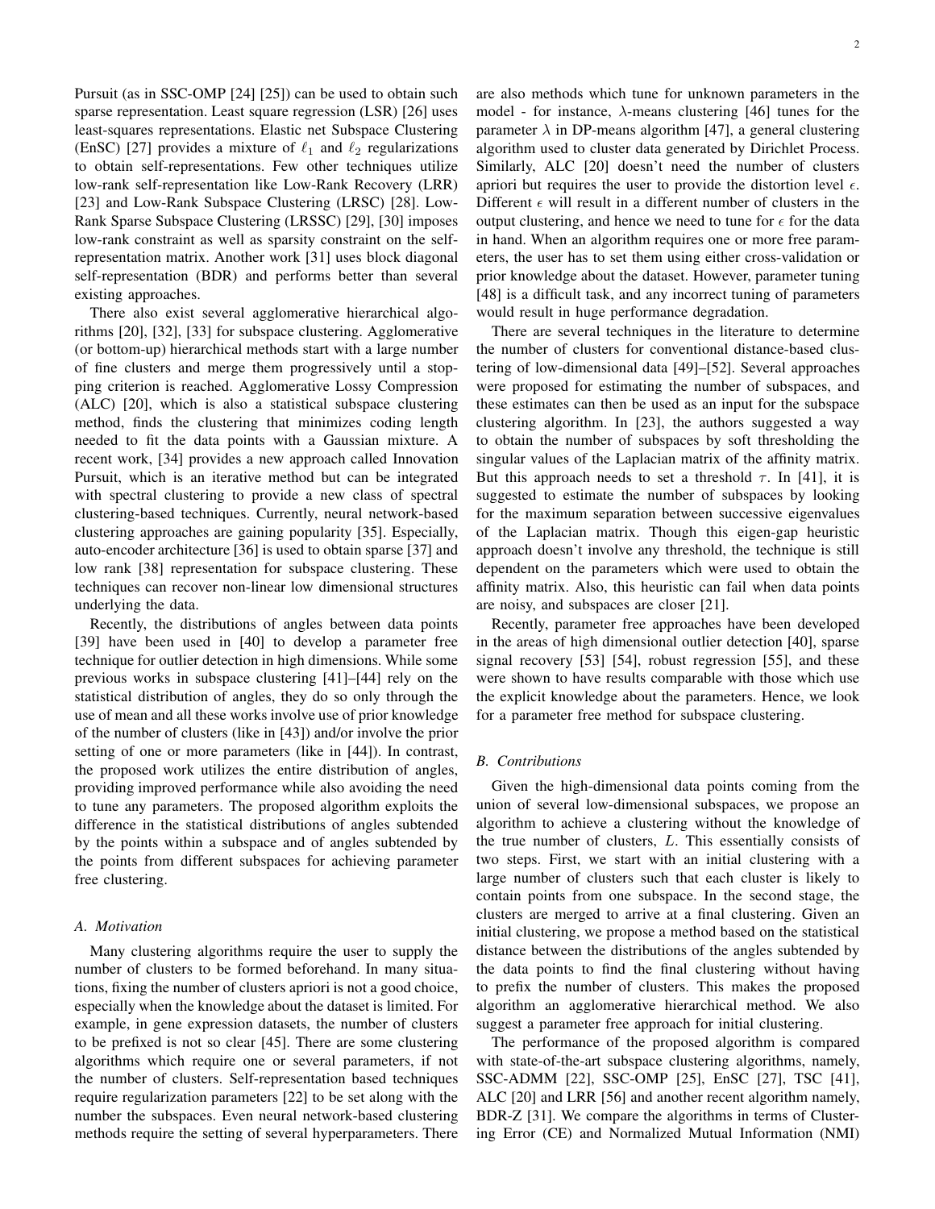Pursuit (as in SSC-OMP [24] [25]) can be used to obtain such sparse representation. Least square regression (LSR) [26] uses least-squares representations. Elastic net Subspace Clustering (EnSC) [27] provides a mixture of $\ell_1$ and $\ell_2$ regularizations to obtain self-representations. Few other techniques utilize low-rank self-representation like Low-Rank Recovery (LRR) [23] and Low-Rank Subspace Clustering (LRSC) [28]. Low-Rank Sparse Subspace Clustering (LRSSC) [29], [30] imposes low-rank constraint as well as sparsity constraint on the self-representation matrix. Another work [31] uses block diagonal self-representation (BDR) and performs better than several existing approaches.

There also exist several agglomerative hierarchical algorithms [20], [32], [33] for subspace clustering. Agglomerative (or bottom-up) hierarchical methods start with a large number of fine clusters and merge them progressively until a stopping criterion is reached. Agglomerative Lossy Compression (ALC) [20], which is also a statistical subspace clustering method, finds the clustering that minimizes coding length needed to fit the data points with a Gaussian mixture. A recent work, [34] provides a new approach called Innovation Pursuit, which is an iterative method but can be integrated with spectral clustering to provide a new class of spectral clustering-based techniques. Currently, neural network-based clustering approaches are gaining popularity [35]. Especially, auto-encoder architecture [36] is used to obtain sparse [37] and low rank [38] representation for subspace clustering. These techniques can recover non-linear low dimensional structures underlying the data.

Recently, the distributions of angles between data points [39] have been used in [40] to develop a parameter free technique for outlier detection in high dimensions. While some previous works in subspace clustering [41]–[44] rely on the statistical distribution of angles, they do so only through the use of mean and all these works involve use of prior knowledge of the number of clusters (like in [43]) and/or involve the prior setting of one or more parameters (like in [44]). In contrast, the proposed work utilizes the entire distribution of angles, providing improved performance while also avoiding the need to tune any parameters. The proposed algorithm exploits the difference in the statistical distributions of angles subtended by the points within a subspace and of angles subtended by the points from different subspaces for achieving parameter free clustering.

### A. Motivation

Many clustering algorithms require the user to supply the number of clusters to be formed beforehand. In many situations, fixing the number of clusters apriori is not a good choice, especially when the knowledge about the dataset is limited. For example, in gene expression datasets, the number of clusters to be prefixed is not so clear [45]. There are some clustering algorithms which require one or several parameters, if not the number of clusters. Self-representation based techniques require regularization parameters [22] to be set along with the number the subspaces. Even neural network-based clustering methods require the setting of several hyperparameters. There are also methods which tune for unknown parameters in the model - for instance, $\lambda$-means clustering [46] tunes for the parameter $\lambda$ in DP-means algorithm [47], a general clustering algorithm used to cluster data generated by Dirichlet Process. Similarly, ALC [20] doesn't need the number of clusters apriori but requires the user to provide the distortion level $\epsilon$. Different $\epsilon$ will result in a different number of clusters in the output clustering, and hence we need to tune for $\epsilon$ for the data in hand. When an algorithm requires one or more free parameters, the user has to set them using either cross-validation or prior knowledge about the dataset. However, parameter tuning [48] is a difficult task, and any incorrect tuning of parameters would result in huge performance degradation.

There are several techniques in the literature to determine the number of clusters for conventional distance-based clustering of low-dimensional data [49]–[52]. Several approaches were proposed for estimating the number of subspaces, and these estimates can then be used as an input for the subspace clustering algorithm. In [23], the authors suggested a way to obtain the number of subspaces by soft thresholding the singular values of the Laplacian matrix of the affinity matrix. But this approach needs to set a threshold $\tau$. In [41], it is suggested to estimate the number of subspaces by looking for the maximum separation between successive eigenvalues of the Laplacian matrix. Though this eigen-gap heuristic approach doesn't involve any threshold, the technique is still dependent on the parameters which were used to obtain the affinity matrix. Also, this heuristic can fail when data points are noisy, and subspaces are closer [21].

Recently, parameter free approaches have been developed in the areas of high dimensional outlier detection [40], sparse signal recovery [53] [54], robust regression [55], and these were shown to have results comparable with those which use the explicit knowledge about the parameters. Hence, we look for a parameter free method for subspace clustering.

### B. Contributions

Given the high-dimensional data points coming from the union of several low-dimensional subspaces, we propose an algorithm to achieve a clustering without the knowledge of the true number of clusters, $L$. This essentially consists of two steps. First, we start with an initial clustering with a large number of clusters such that each cluster is likely to contain points from one subspace. In the second stage, the clusters are merged to arrive at a final clustering. Given an initial clustering, we propose a method based on the statistical distance between the distributions of the angles subtended by the data points to find the final clustering without having to prefix the number of clusters. This makes the proposed algorithm an agglomerative hierarchical method. We also suggest a parameter free approach for initial clustering.

The performance of the proposed algorithm is compared with state-of-the-art subspace clustering algorithms, namely, SSC-ADMM [22], SSC-OMP [25], EnSC [27], TSC [41], ALC [20] and LRR [56] and another recent algorithm namely, BDR-Z [31]. We compare the algorithms in terms of Clustering Error (CE) and Normalized Mutual Information (NMI)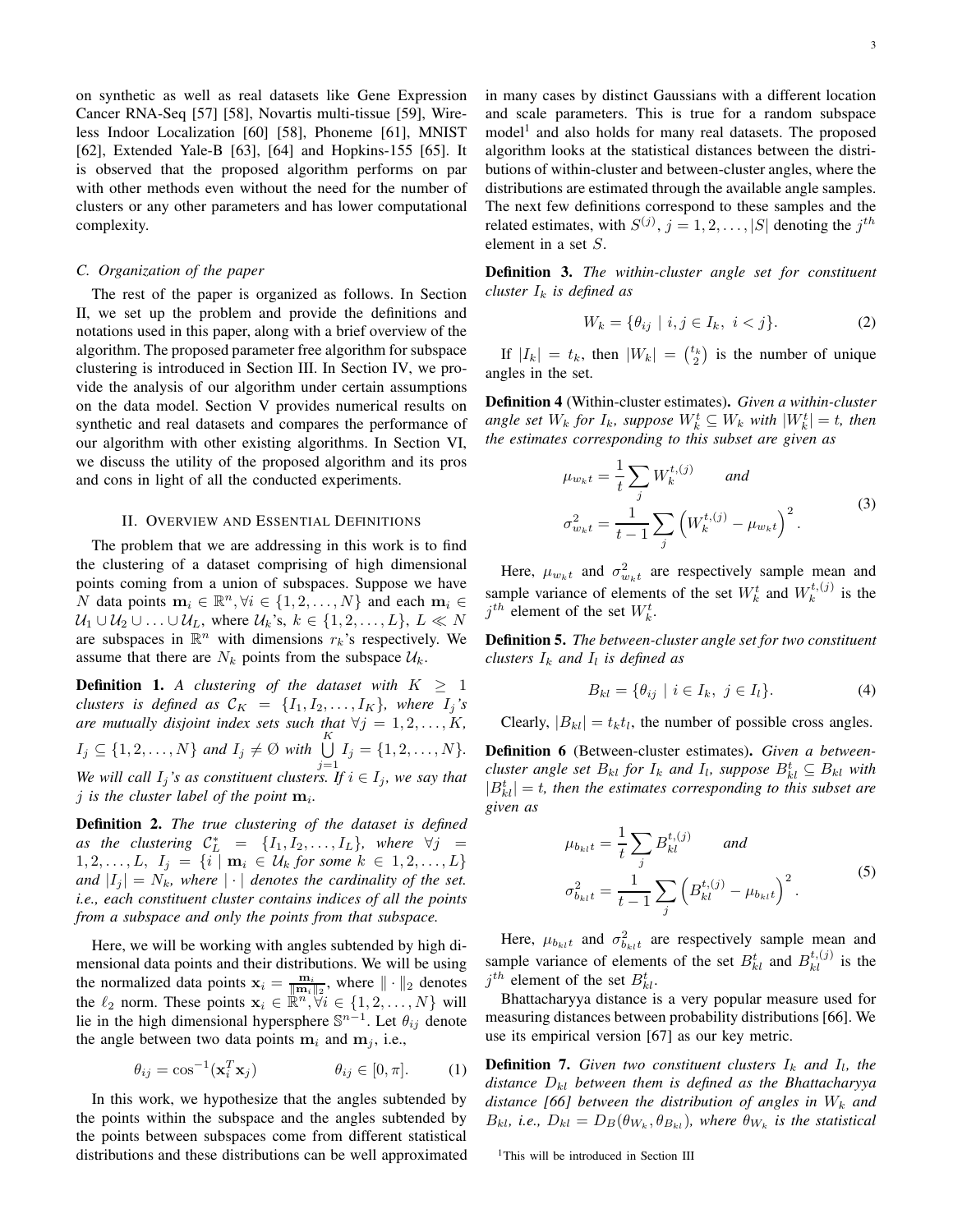on synthetic as well as real datasets like Gene Expression Cancer RNA-Seq [57] [58], Novartis multi-tissue [59], Wireless Indoor Localization [60] [58], Phoneme [61], MNIST [62], Extended Yale-B [63], [64] and Hopkins-155 [65]. It is observed that the proposed algorithm performs on par with other methods even without the need for the number of clusters or any other parameters and has lower computational complexity.

### C. Organization of the paper

The rest of the paper is organized as follows. In Section II, we set up the problem and provide the definitions and notations used in this paper, along with a brief overview of the algorithm. The proposed parameter free algorithm for subspace clustering is introduced in Section III. In Section IV, we provide the analysis of our algorithm under certain assumptions on the data model. Section V provides numerical results on synthetic and real datasets and compares the performance of our algorithm with other existing algorithms. In Section VI, we discuss the utility of the proposed algorithm and its pros and cons in light of all the conducted experiments.

## II. Overview and Essential Definitions

The problem that we are addressing in this work is to find the clustering of a dataset comprising of high dimensional points coming from a union of subspaces. Suppose we have $N$ data points $\mathbf{m}_i \in \mathbb{R}^n, \forall i \in \{1, 2, \ldots, N\}$ and each $\mathbf{m}_i \in \mathcal{U}_1 \cup \mathcal{U}_2 \cup \ldots \cup \mathcal{U}_L$, where $\mathcal{U}_k$'s, $k \in \{1, 2, \ldots, L\}$, $L \ll N$ are subspaces in $\mathbb{R}^n$ with dimensions $r_k$'s respectively. We assume that there are $N_k$ points from the subspace $\mathcal{U}_k$.

**Definition 1.** *A clustering of the dataset with $K \geq 1$ clusters is defined as $\mathcal{C}_K = \{I_1, I_2, \ldots, I_K\}$, where $I_j$'s are mutually disjoint index sets such that $\forall j = 1, 2, \ldots, K$, $I_j \subseteq \{1, 2, \ldots, N\}$ and $I_j \neq \emptyset$ with $\bigcup_{j=1}^{K} I_j = \{1, 2, \ldots, N\}$. We will call $I_j$'s as constituent clusters. If $i \in I_j$, we say that $j$ is the cluster label of the point $\mathbf{m}_i$.*

**Definition 2.** *The true clustering of the dataset is defined as the clustering $\mathcal{C}^*_L = \{I_1, I_2, \ldots, I_L\}$, where $\forall j = 1, 2, \ldots, L$, $I_j = \{i \mid \mathbf{m}_i \in \mathcal{U}_k \text{ for some } k \in 1, 2, \ldots, L\}$ and $|I_j| = N_k$, where $|\cdot|$ denotes the cardinality of the set. i.e., each constituent cluster contains indices of all the points from a subspace and only the points from that subspace.*

Here, we will be working with angles subtended by high dimensional data points and their distributions. We will be using the normalized data points $\mathbf{x}_i = \frac{\mathbf{m}_i}{\|\mathbf{m}_i\|_2}$, where $\|\cdot\|_2$ denotes the $\ell_2$ norm. These points $\mathbf{x}_i \in \mathbb{R}^n, \forall i \in \{1, 2, \ldots, N\}$ will lie in the high dimensional hypersphere $\mathbb{S}^{n-1}$. Let $\theta_{ij}$ denote the angle between two data points $\mathbf{m}_i$ and $\mathbf{m}_j$, i.e.,

$$\theta_{ij} = \cos^{-1}(\mathbf{x}_i^T \mathbf{x}_j) \qquad \theta_{ij} \in [0, \pi]. \tag{1}$$

In this work, we hypothesize that the angles subtended by the points within the subspace and the angles subtended by the points between subspaces come from different statistical distributions and these distributions can be well approximated in many cases by distinct Gaussians with a different location and scale parameters. This is true for a random subspace model[1] and also holds for many real datasets. The proposed algorithm looks at the statistical distances between the distributions of within-cluster and between-cluster angles, where the distributions are estimated through the available angle samples. The next few definitions correspond to these samples and the related estimates, with $S^{(j)}, j = 1, 2, \ldots, |S|$ denoting the $j^{th}$ element in a set $S$.

**Definition 3.** *The within-cluster angle set for constituent cluster $I_k$ is defined as*

$$W_k = \{\theta_{ij} \mid i, j \in I_k, \ i < j\}. \tag{2}$$

If $|I_k| = t_k$, then $|W_k| = \binom{t_k}{2}$ is the number of unique angles in the set.

**Definition 4** (Within-cluster estimates)**.** *Given a within-cluster angle set $W_k$ for $I_k$, suppose $W_k^t \subseteq W_k$ with $|W_k^t| = t$, then the estimates corresponding to this subset are given as*

$$\mu_{w_k t} = \frac{1}{t} \sum_j W_k^{t,(j)} \qquad \textit{and}$$
$$\sigma^2_{w_k t} = \frac{1}{t-1} \sum_j \left( W_k^{t,(j)} - \mu_{w_k t} \right)^2. \tag{3}$$

Here, $\mu_{w_k t}$ and $\sigma^2_{w_k t}$ are respectively sample mean and sample variance of elements of the set $W_k^t$ and $W_k^{t,(j)}$ is the $j^{th}$ element of the set $W_k^t$.

**Definition 5.** *The between-cluster angle set for two constituent clusters $I_k$ and $I_l$ is defined as*

$$B_{kl} = \{\theta_{ij} \mid i \in I_k, \ j \in I_l\}. \tag{4}$$

Clearly, $|B_{kl}| = t_k t_l$, the number of possible cross angles.

**Definition 6** (Between-cluster estimates)**.** *Given a between-cluster angle set $B_{kl}$ for $I_k$ and $I_l$, suppose $B_{kl}^t \subseteq B_{kl}$ with $|B_{kl}^t| = t$, then the estimates corresponding to this subset are given as*

$$\mu_{b_{kl} t} = \frac{1}{t} \sum_j B_{kl}^{t,(j)} \qquad \textit{and}$$
$$\sigma^2_{b_{kl} t} = \frac{1}{t-1} \sum_j \left( B_{kl}^{t,(j)} - \mu_{b_{kl} t} \right)^2. \tag{5}$$

Here, $\mu_{b_{kl} t}$ and $\sigma^2_{b_{kl} t}$ are respectively sample mean and sample variance of elements of the set $B_{kl}^t$ and $B_{kl}^{t,(j)}$ is the $j^{th}$ element of the set $B_{kl}^t$.

Bhattacharyya distance is a very popular measure used for measuring distances between probability distributions [66]. We use its empirical version [67] as our key metric.

**Definition 7.** *Given two constituent clusters $I_k$ and $I_l$, the distance $D_{kl}$ between them is defined as the Bhattacharyya distance [66] between the distribution of angles in $W_k$ and $B_{kl}$, i.e., $D_{kl} = D_B(\theta_{W_k}, \theta_{B_{kl}})$, where $\theta_{W_k}$ is the statistical*

[1] This will be introduced in Section III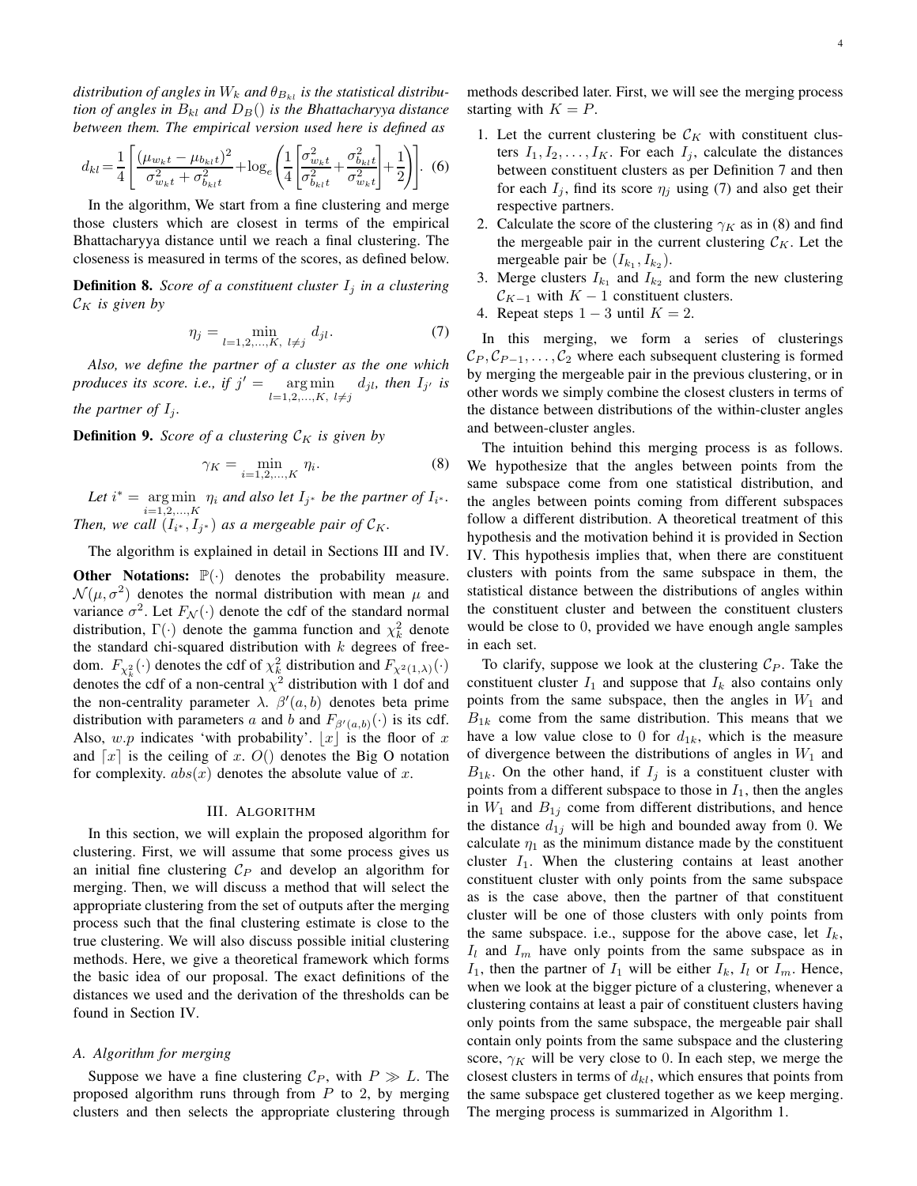*distribution of angles in $W_k$ and $\theta_{B_{kl}}$ is the statistical distribution of angles in $B_{kl}$ and $D_B()$ is the Bhattacharyya distance between them. The empirical version used here is defined as*

$$d_{kl} = \frac{1}{4}\left[\frac{(\mu_{w_k t} - \mu_{b_{kl} t})^2}{\sigma^2_{w_k t} + \sigma^2_{b_{kl} t}} + \log_e\left(\frac{1}{4}\left[\frac{\sigma^2_{w_k t}}{\sigma^2_{b_{kl} t}} + \frac{\sigma^2_{b_{kl} t}}{\sigma^2_{w_k t}}\right] + \frac{1}{2}\right)\right]. \quad (6)$$

In the algorithm, We start from a fine clustering and merge those clusters which are closest in terms of the empirical Bhattacharyya distance until we reach a final clustering. The closeness is measured in terms of the scores, as defined below.

**Definition 8.** *Score of a constituent cluster $I_j$ in a clustering $\mathcal{C}_K$ is given by*

$$\eta_j = \min_{l=1,2,\ldots,K,\ l \neq j} d_{jl}. \quad (7)$$

*Also, we define the partner of a cluster as the one which produces its score. i.e., if $j' = \underset{l=1,2,\ldots,K,\ l \neq j}{\arg\min}\ d_{jl}$, then $I_{j'}$ is the partner of $I_j$.*

**Definition 9.** *Score of a clustering $\mathcal{C}_K$ is given by*

$$\gamma_K = \min_{i=1,2,\ldots,K} \eta_i. \quad (8)$$

*Let $i^* = \underset{i=1,2,\ldots,K}{\arg\min}\ \eta_i$ and also let $I_{j^*}$ be the partner of $I_{i^*}$. Then, we call $(I_{i^*}, I_{j^*})$ as a mergeable pair of $\mathcal{C}_K$.*

The algorithm is explained in detail in Sections III and IV.

**Other Notations:** $\mathbb{P}(\cdot)$ denotes the probability measure. $\mathcal{N}(\mu, \sigma^2)$ denotes the normal distribution with mean $\mu$ and variance $\sigma^2$. Let $F_{\mathcal{N}}(\cdot)$ denote the cdf of the standard normal distribution, $\Gamma(\cdot)$ denote the gamma function and $\chi^2_k$ denote the standard chi-squared distribution with $k$ degrees of freedom. $F_{\chi^2_k}(\cdot)$ denotes the cdf of $\chi^2_k$ distribution and $F_{\chi^2(1,\lambda)}(\cdot)$ denotes the cdf of a non-central $\chi^2$ distribution with 1 dof and the non-centrality parameter $\lambda$. $\beta'(a, b)$ denotes beta prime distribution with parameters $a$ and $b$ and $F_{\beta'(a,b)}(\cdot)$ is its cdf. Also, $w.p$ indicates 'with probability'. $\lfloor x \rfloor$ is the floor of $x$ and $\lceil x \rceil$ is the ceiling of $x$. $O()$ denotes the Big O notation for complexity. $abs(x)$ denotes the absolute value of $x$.

## III. Algorithm

In this section, we will explain the proposed algorithm for clustering. First, we will assume that some process gives us an initial fine clustering $\mathcal{C}_P$ and develop an algorithm for merging. Then, we will discuss a method that will select the appropriate clustering from the set of outputs after the merging process such that the final clustering estimate is close to the true clustering. We will also discuss possible initial clustering methods. Here, we give a theoretical framework which forms the basic idea of our proposal. The exact definitions of the distances we used and the derivation of the thresholds can be found in Section IV.

### A. Algorithm for merging

Suppose we have a fine clustering $\mathcal{C}_P$, with $P \gg L$. The proposed algorithm runs through from $P$ to 2, by merging clusters and then selects the appropriate clustering through methods described later. First, we will see the merging process starting with $K = P$.

1. Let the current clustering be $\mathcal{C}_K$ with constituent clusters $I_1, I_2, \ldots, I_K$. For each $I_j$, calculate the distances between constituent clusters as per Definition 7 and then for each $I_j$, find its score $\eta_j$ using (7) and also get their respective partners.
2. Calculate the score of the clustering $\gamma_K$ as in (8) and find the mergeable pair in the current clustering $\mathcal{C}_K$. Let the mergeable pair be $(I_{k_1}, I_{k_2})$.
3. Merge clusters $I_{k_1}$ and $I_{k_2}$ and form the new clustering $\mathcal{C}_{K-1}$ with $K - 1$ constituent clusters.
4. Repeat steps $1 - 3$ until $K = 2$.

In this merging, we form a series of clusterings $\mathcal{C}_P, \mathcal{C}_{P-1}, \ldots, \mathcal{C}_2$ where each subsequent clustering is formed by merging the mergeable pair in the previous clustering, or in other words we simply combine the closest clusters in terms of the distance between distributions of the within-cluster angles and between-cluster angles.

The intuition behind this merging process is as follows. We hypothesize that the angles between points from the same subspace come from one statistical distribution, and the angles between points coming from different subspaces follow a different distribution. A theoretical treatment of this hypothesis and the motivation behind it is provided in Section IV. This hypothesis implies that, when there are constituent clusters with points from the same subspace in them, the statistical distance between the distributions of angles within the constituent cluster and between the constituent clusters would be close to 0, provided we have enough angle samples in each set.

To clarify, suppose we look at the clustering $\mathcal{C}_P$. Take the constituent cluster $I_1$ and suppose that $I_k$ also contains only points from the same subspace, then the angles in $W_1$ and $B_{1k}$ come from the same distribution. This means that we have a low value close to 0 for $d_{1k}$, which is the measure of divergence between the distributions of angles in $W_1$ and $B_{1k}$. On the other hand, if $I_j$ is a constituent cluster with points from a different subspace to those in $I_1$, then the angles in $W_1$ and $B_{1j}$ come from different distributions, and hence the distance $d_{1j}$ will be high and bounded away from 0. We calculate $\eta_1$ as the minimum distance made by the constituent cluster $I_1$. When the clustering contains at least another constituent cluster with only points from the same subspace as is the case above, then the partner of that constituent cluster will be one of those clusters with only points from the same subspace. i.e., suppose for the above case, let $I_k$, $I_l$ and $I_m$ have only points from the same subspace as in $I_1$, then the partner of $I_1$ will be either $I_k$, $I_l$ or $I_m$. Hence, when we look at the bigger picture of a clustering, whenever a clustering contains at least a pair of constituent clusters having only points from the same subspace, the mergeable pair shall contain only points from the same subspace and the clustering score, $\gamma_K$ will be very close to 0. In each step, we merge the closest clusters in terms of $d_{kl}$, which ensures that points from the same subspace get clustered together as we keep merging. The merging process is summarized in Algorithm 1.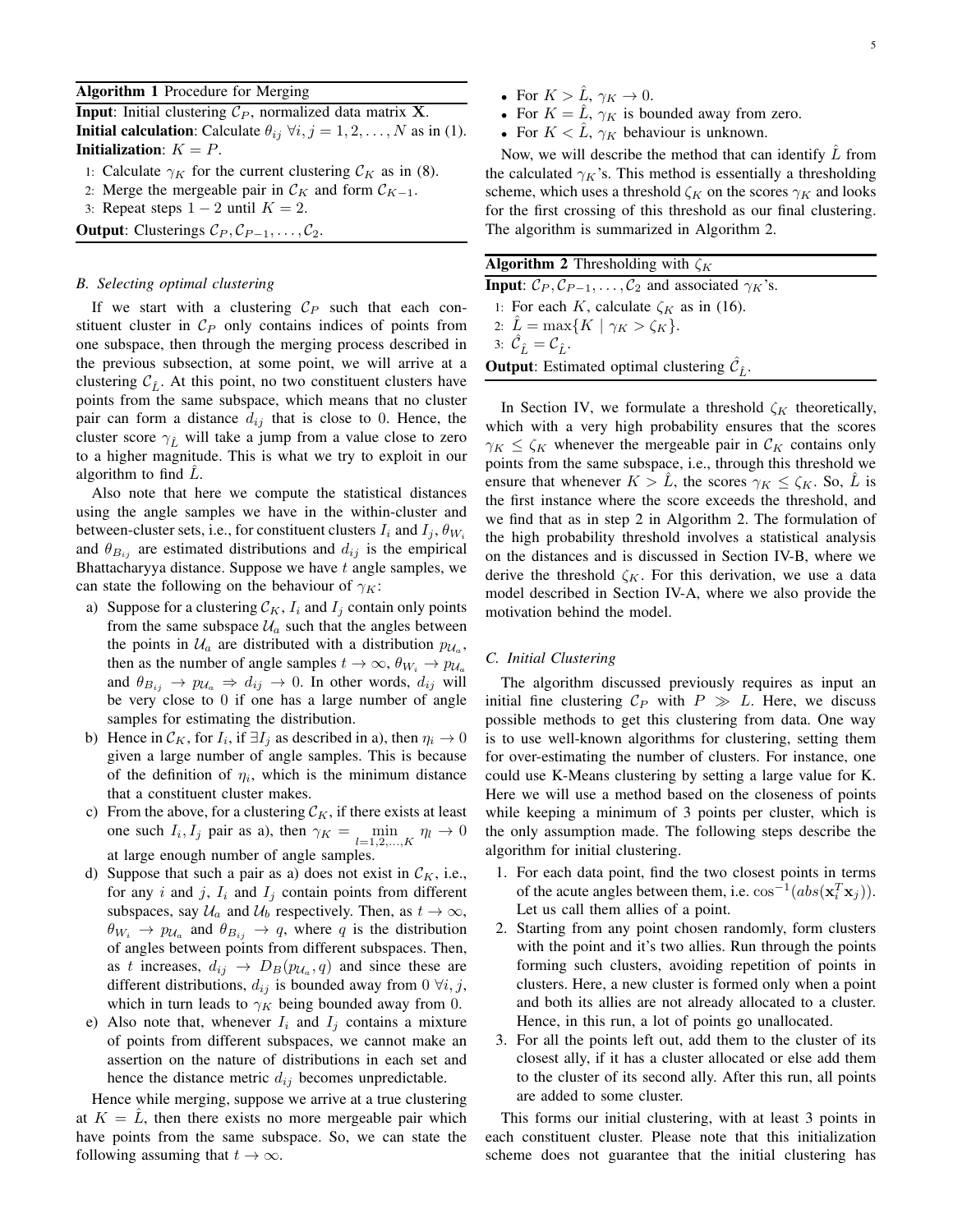**Algorithm 1** Procedure for Merging

**Input**: Initial clustering $\mathcal{C}_P$, normalized data matrix $\mathbf{X}$.
**Initial calculation**: Calculate $\theta_{ij}$ $\forall i, j = 1, 2, \ldots, N$ as in (1).
**Initialization**: $K = P$.

1: Calculate $\gamma_K$ for the current clustering $\mathcal{C}_K$ as in (8).
2: Merge the mergeable pair in $\mathcal{C}_K$ and form $\mathcal{C}_{K-1}$.
3: Repeat steps $1-2$ until $K = 2$.

**Output**: Clusterings $\mathcal{C}_P, \mathcal{C}_{P-1}, \ldots, \mathcal{C}_2$.

### B. Selecting optimal clustering

If we start with a clustering $\mathcal{C}_P$ such that each constituent cluster in $\mathcal{C}_P$ only contains indices of points from one subspace, then through the merging process described in the previous subsection, at some point, we will arrive at a clustering $\mathcal{C}_{\hat{L}}$. At this point, no two constituent clusters have points from the same subspace, which means that no cluster pair can form a distance $d_{ij}$ that is close to 0. Hence, the cluster score $\gamma_{\hat{L}}$ will take a jump from a value close to zero to a higher magnitude. This is what we try to exploit in our algorithm to find $\hat{L}$.

Also note that here we compute the statistical distances using the angle samples we have in the within-cluster and between-cluster sets, i.e., for constituent clusters $I_i$ and $I_j$, $\theta_{W_i}$ and $\theta_{B_{ij}}$ are estimated distributions and $d_{ij}$ is the empirical Bhattacharyya distance. Suppose we have $t$ angle samples, we can state the following on the behaviour of $\gamma_K$:

a) Suppose for a clustering $\mathcal{C}_K$, $I_i$ and $I_j$ contain only points from the same subspace $\mathcal{U}_a$ such that the angles between the points in $\mathcal{U}_a$ are distributed with a distribution $p_{\mathcal{U}_a}$, then as the number of angle samples $t \to \infty$, $\theta_{W_i} \to p_{\mathcal{U}_a}$ and $\theta_{B_{ij}} \to p_{\mathcal{U}_a} \Rightarrow d_{ij} \to 0$. In other words, $d_{ij}$ will be very close to 0 if one has a large number of angle samples for estimating the distribution.
b) Hence in $\mathcal{C}_K$, for $I_i$, if $\exists I_j$ as described in a), then $\eta_i \to 0$ given a large number of angle samples. This is because of the definition of $\eta_i$, which is the minimum distance that a constituent cluster makes.
c) From the above, for a clustering $\mathcal{C}_K$, if there exists at least one such $I_i, I_j$ pair as a), then $\gamma_K = \min\limits_{l=1,2,\ldots,K} \eta_l \to 0$ at large enough number of angle samples.
d) Suppose that such a pair as a) does not exist in $\mathcal{C}_K$, i.e., for any $i$ and $j$, $I_i$ and $I_j$ contain points from different subspaces, say $\mathcal{U}_a$ and $\mathcal{U}_b$ respectively. Then, as $t \to \infty$, $\theta_{W_i} \to p_{\mathcal{U}_a}$ and $\theta_{B_{ij}} \to q$, where $q$ is the distribution of angles between points from different subspaces. Then, as $t$ increases, $d_{ij} \to D_B(p_{\mathcal{U}_a}, q)$ and since these are different distributions, $d_{ij}$ is bounded away from 0 $\forall i, j$, which in turn leads to $\gamma_K$ being bounded away from 0.
e) Also note that, whenever $I_i$ and $I_j$ contains a mixture of points from different subspaces, we cannot make an assertion on the nature of distributions in each set and hence the distance metric $d_{ij}$ becomes unpredictable.

Hence while merging, suppose we arrive at a true clustering at $K = \hat{L}$, then there exists no more mergeable pair which have points from the same subspace. So, we can state the following assuming that $t \to \infty$.

- For $K > \hat{L}$, $\gamma_K \to 0$.
- For $K = \hat{L}$, $\gamma_K$ is bounded away from zero.
- For $K < \hat{L}$, $\gamma_K$ behaviour is unknown.

Now, we will describe the method that can identify $\hat{L}$ from the calculated $\gamma_K$'s. This method is essentially a thresholding scheme, which uses a threshold $\zeta_K$ on the scores $\gamma_K$ and looks for the first crossing of this threshold as our final clustering. The algorithm is summarized in Algorithm 2.

**Algorithm 2** Thresholding with $\zeta_K$

**Input**: $\mathcal{C}_P, \mathcal{C}_{P-1}, \ldots, \mathcal{C}_2$ and associated $\gamma_K$'s.

1: For each $K$, calculate $\zeta_K$ as in (16).
2: $\hat{L} = \max\{K \mid \gamma_K > \zeta_K\}$.
3: $\hat{\mathcal{C}}_{\hat{L}} = \mathcal{C}_{\hat{L}}$.

**Output**: Estimated optimal clustering $\hat{\mathcal{C}}_{\hat{L}}$.

In Section IV, we formulate a threshold $\zeta_K$ theoretically, which with a very high probability ensures that the scores $\gamma_K \leq \zeta_K$ whenever the mergeable pair in $\mathcal{C}_K$ contains only points from the same subspace, i.e., through this threshold we ensure that whenever $K > \hat{L}$, the scores $\gamma_K \leq \zeta_K$. So, $\hat{L}$ is the first instance where the score exceeds the threshold, and we find that as in step 2 in Algorithm 2. The formulation of the high probability threshold involves a statistical analysis on the distances and is discussed in Section IV-B, where we derive the threshold $\zeta_K$. For this derivation, we use a data model described in Section IV-A, where we also provide the motivation behind the model.

### C. Initial Clustering

The algorithm discussed previously requires as input an initial fine clustering $\mathcal{C}_P$ with $P \gg L$. Here, we discuss possible methods to get this clustering from data. One way is to use well-known algorithms for clustering, setting them for over-estimating the number of clusters. For instance, one could use K-Means clustering by setting a large value for K. Here we will use a method based on the closeness of points while keeping a minimum of 3 points per cluster, which is the only assumption made. The following steps describe the algorithm for initial clustering.

1. For each data point, find the two closest points in terms of the acute angles between them, i.e. $\cos^{-1}(abs(\mathbf{x}_i^T \mathbf{x}_j))$. Let us call them allies of a point.
2. Starting from any point chosen randomly, form clusters with the point and it's two allies. Run through the points forming such clusters, avoiding repetition of points in clusters. Here, a new cluster is formed only when a point and both its allies are not already allocated to a cluster. Hence, in this run, a lot of points go unallocated.
3. For all the points left out, add them to the cluster of its closest ally, if it has a cluster allocated or else add them to the cluster of its second ally. After this run, all points are added to some cluster.

This forms our initial clustering, with at least 3 points in each constituent cluster. Please note that this initialization scheme does not guarantee that the initial clustering has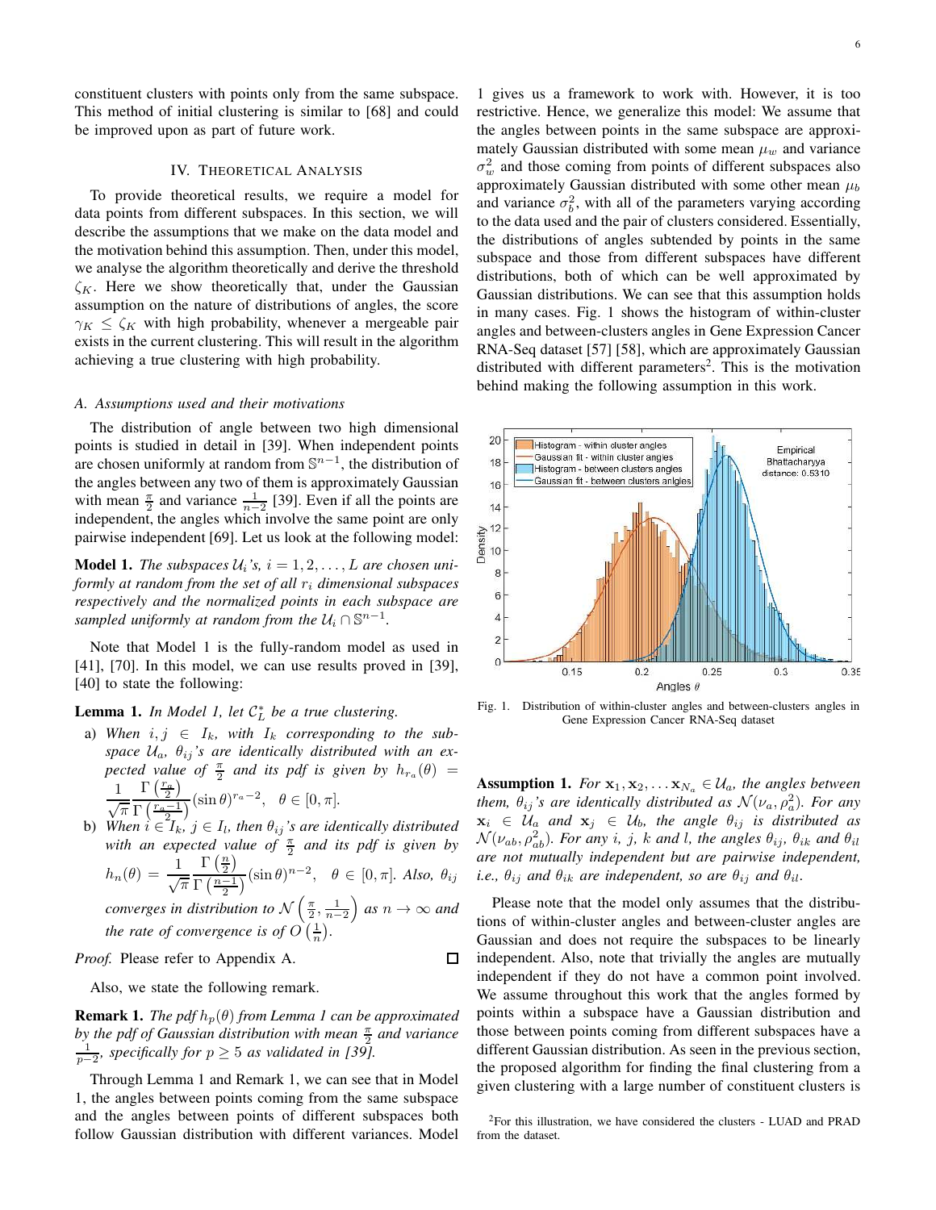constituent clusters with points only from the same subspace. This method of initial clustering is similar to [68] and could be improved upon as part of future work.

## IV. Theoretical Analysis

To provide theoretical results, we require a model for data points from different subspaces. In this section, we will describe the assumptions that we make on the data model and the motivation behind this assumption. Then, under this model, we analyse the algorithm theoretically and derive the threshold $\zeta_K$. Here we show theoretically that, under the Gaussian assumption on the nature of distributions of angles, the score $\gamma_K \leq \zeta_K$ with high probability, whenever a mergeable pair exists in the current clustering. This will result in the algorithm achieving a true clustering with high probability.

### A. Assumptions used and their motivations

The distribution of angle between two high dimensional points is studied in detail in [39]. When independent points are chosen uniformly at random from $\mathbb{S}^{n-1}$, the distribution of the angles between any two of them is approximately Gaussian with mean $\frac{\pi}{2}$ and variance $\frac{1}{n-2}$ [39]. Even if all the points are independent, the angles which involve the same point are only pairwise independent [69]. Let us look at the following model:

**Model 1.** *The subspaces $\mathcal{U}_i$'s, $i = 1, 2, \ldots, L$ are chosen uniformly at random from the set of all $r_i$ dimensional subspaces respectively and the normalized points in each subspace are sampled uniformly at random from the $\mathcal{U}_i \cap \mathbb{S}^{n-1}$.*

Note that Model 1 is the fully-random model as used in [41], [70]. In this model, we can use results proved in [39], [40] to state the following:

**Lemma 1.** *In Model 1, let $\mathcal{C}_L^*$ be a true clustering.*

a) *When $i, j \in I_k$, with $I_k$ corresponding to the subspace $\mathcal{U}_a$, $\theta_{ij}$'s are identically distributed with an expected value of $\frac{\pi}{2}$ and its pdf is given by $h_{r_a}(\theta) = \frac{1}{\sqrt{\pi}} \frac{\Gamma\left(\frac{r_a}{2}\right)}{\Gamma\left(\frac{r_a-1}{2}\right)} (\sin\theta)^{r_a-2}, \quad \theta \in [0, \pi]$.*

b) *When $i \in I_k$, $j \in I_l$, then $\theta_{ij}$'s are identically distributed with an expected value of $\frac{\pi}{2}$ and its pdf is given by $h_n(\theta) = \frac{1}{\sqrt{\pi}} \frac{\Gamma\left(\frac{n}{2}\right)}{\Gamma\left(\frac{n-1}{2}\right)} (\sin\theta)^{n-2}, \quad \theta \in [0, \pi]$. Also, $\theta_{ij}$ converges in distribution to $\mathcal{N}\left(\frac{\pi}{2}, \frac{1}{n-2}\right)$ as $n \to \infty$ and the rate of convergence is of $O\left(\frac{1}{n}\right)$.*

*Proof.* Please refer to Appendix A. ☐

Also, we state the following remark.

**Remark 1.** *The pdf $h_p(\theta)$ from Lemma 1 can be approximated by the pdf of Gaussian distribution with mean $\frac{\pi}{2}$ and variance $\frac{1}{p-2}$, specifically for $p \geq 5$ as validated in [39].*

Through Lemma 1 and Remark 1, we can see that in Model 1, the angles between points coming from the same subspace and the angles between points of different subspaces both follow Gaussian distribution with different variances. Model 1 gives us a framework to work with. However, it is too restrictive. Hence, we generalize this model: We assume that the angles between points in the same subspace are approximately Gaussian distributed with some mean $\mu_w$ and variance $\sigma_w^2$ and those coming from points of different subspaces also approximately Gaussian distributed with some other mean $\mu_b$ and variance $\sigma_b^2$, with all of the parameters varying according to the data used and the pair of clusters considered. Essentially, the distributions of angles subtended by points in the same subspace and those from different subspaces have different distributions, both of which can be well approximated by Gaussian distributions. We can see that this assumption holds in many cases. Fig. 1 shows the histogram of within-cluster angles and between-clusters angles in Gene Expression Cancer RNA-Seq dataset [57] [58], which are approximately Gaussian distributed with different parameters[2]. This is the motivation behind making the following assumption in this work.

Fig. 1. Distribution of within-cluster angles and between-clusters angles in Gene Expression Cancer RNA-Seq dataset

**Assumption 1.** *For $\mathbf{x}_1, \mathbf{x}_2, \ldots \mathbf{x}_{N_a} \in \mathcal{U}_a$, the angles between them, $\theta_{ij}$'s are identically distributed as $\mathcal{N}(\nu_a, \rho_a^2)$. For any $\mathbf{x}_i \in \mathcal{U}_a$ and $\mathbf{x}_j \in \mathcal{U}_b$, the angle $\theta_{ij}$ is distributed as $\mathcal{N}(\nu_{ab}, \rho_{ab}^2)$. For any $i$, $j$, $k$ and $l$, the angles $\theta_{ij}$, $\theta_{ik}$ and $\theta_{il}$ are not mutually independent but are pairwise independent, i.e., $\theta_{ij}$ and $\theta_{ik}$ are independent, so are $\theta_{ij}$ and $\theta_{il}$.*

Please note that the model only assumes that the distributions of within-cluster angles and between-cluster angles are Gaussian and does not require the subspaces to be linearly independent. Also, note that trivially the angles are mutually independent if they do not have a common point involved. We assume throughout this work that the angles formed by points within a subspace have a Gaussian distribution and those between points coming from different subspaces have a different Gaussian distribution. As seen in the previous section, the proposed algorithm for finding the final clustering from a given clustering with a large number of constituent clusters is

[2] For this illustration, we have considered the clusters - LUAD and PRAD from the dataset.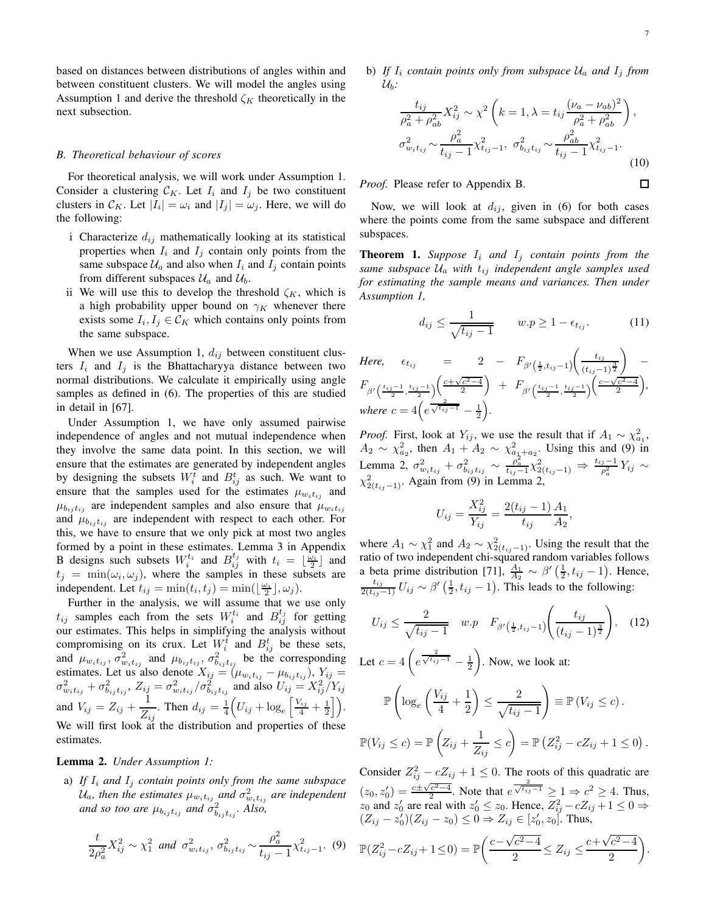based on distances between distributions of angles within and between constituent clusters. We will model the angles using Assumption 1 and derive the threshold $\zeta_K$ theoretically in the next subsection.

### B. Theoretical behaviour of scores

For theoretical analysis, we will work under Assumption 1. Consider a clustering $\mathcal{C}_K$. Let $I_i$ and $I_j$ be two constituent clusters in $\mathcal{C}_K$. Let $|I_i| = \omega_i$ and $|I_j| = \omega_j$. Here, we will do the following:

i Characterize $d_{ij}$ mathematically looking at its statistical properties when $I_i$ and $I_j$ contain only points from the same subspace $\mathcal{U}_a$ and also when $I_i$ and $I_j$ contain points from different subspaces $\mathcal{U}_a$ and $\mathcal{U}_b$.

ii We will use this to develop the threshold $\zeta_K$, which is a high probability upper bound on $\gamma_K$ whenever there exists some $I_i, I_j \in \mathcal{C}_K$ which contains only points from the same subspace.

When we use Assumption 1, $d_{ij}$ between constituent clusters $I_i$ and $I_j$ is the Bhattacharyya distance between two normal distributions. We calculate it empirically using angle samples as defined in (6). The properties of this are studied in detail in [67].

Under Assumption 1, we have only assumed pairwise independence of angles and not mutual independence when they involve the same data point. In this section, we will ensure that the estimates are generated by independent angles by designing the subsets $W_i^t$ and $B_{ij}^t$ as such. We want to ensure that the samples used for the estimates $\mu_{w_i t_{ij}}$ and $\mu_{b_{ij} t_{ij}}$ are independent samples and also ensure that $\mu_{w_i t_{ij}}$ and $\mu_{b_{ij} t_{ij}}$ are independent with respect to each other. For this, we have to ensure that we only pick at most two angles formed by a point in these estimates. Lemma 3 in Appendix B designs such subsets $W_i^{t_i}$ and $B_{ij}^{t_j}$ with $t_i = \lfloor \frac{\omega_i}{2} \rfloor$ and $t_j = \min(\omega_i, \omega_j)$, where the samples in these subsets are independent. Let $t_{ij} = \min(t_i, t_j) = \min(\lfloor \frac{\omega_i}{2} \rfloor, \omega_j)$.

Further in the analysis, we will assume that we use only $t_{ij}$ samples each from the sets $W_i^{t_i}$ and $B_{ij}^{t_j}$ for getting our estimates. This helps in simplifying the analysis without compromising on its crux. Let $W_i^t$ and $B_{ij}^t$ be these sets, and $\mu_{w_i t_{ij}}$, $\sigma^2_{w_i t_{ij}}$ and $\mu_{b_{ij} t_{ij}}$, $\sigma^2_{b_{ij} t_{ij}}$ be the corresponding estimates. Let us also denote $X_{ij} = (\mu_{w_i t_{ij}} - \mu_{b_{ij} t_{ij}})$, $Y_{ij} = \sigma^2_{w_i t_{ij}} + \sigma^2_{b_{ij} t_{ij}}$, $Z_{ij} = \sigma^2_{w_i t_{ij}} / \sigma^2_{b_{ij} t_{ij}}$ and also $U_{ij} = X_{ij}^2 / Y_{ij}$ and $V_{ij} = Z_{ij} + \dfrac{1}{Z_{ij}}$. Then $d_{ij} = \frac{1}{4}\Big(U_{ij} + \log_e\Big[\frac{V_{ij}}{4} + \frac{1}{2}\Big]\Big)$. We will first look at the distribution and properties of these estimates.

**Lemma 2.** *Under Assumption 1:*

a) *If $I_i$ and $I_j$ contain points only from the same subspace $\mathcal{U}_a$, then the estimates $\mu_{w_i t_{ij}}$ and $\sigma^2_{w_i t_{ij}}$ are independent and so too are $\mu_{b_{ij} t_{ij}}$ and $\sigma^2_{b_{ij} t_{ij}}$. Also,*

$$\frac{t}{2\rho_a^2} X_{ij}^2 \sim \chi_1^2 \text{ and } \sigma^2_{w_i t_{ij}}, \sigma^2_{b_{ij} t_{ij}} \sim \frac{\rho_a^2}{t_{ij} - 1} \chi^2_{t_{ij}-1}. \quad (9)$$

b) *If $I_i$ contain points only from subspace $\mathcal{U}_a$ and $I_j$ from $\mathcal{U}_b$:*

$$\frac{t_{ij}}{\rho_a^2 + \rho_{ab}^2} X_{ij}^2 \sim \chi^2\left(k = 1, \lambda = t_{ij}\frac{(\nu_a - \nu_{ab})^2}{\rho_a^2 + \rho_{ab}^2}\right),$$
$$\sigma^2_{w_i t_{ij}} \sim \frac{\rho_a^2}{t_{ij} - 1}\chi^2_{t_{ij}-1}, \; \sigma^2_{b_{ij} t_{ij}} \sim \frac{\rho_{ab}^2}{t_{ij} - 1}\chi^2_{t_{ij}-1}. \quad (10)$$

*Proof.* Please refer to Appendix B. ∎

Now, we will look at $d_{ij}$, given in (6) for both cases where the points come from the same subspace and different subspaces.

**Theorem 1.** *Suppose $I_i$ and $I_j$ contain points from the same subspace $\mathcal{U}_a$ with $t_{ij}$ independent angle samples used for estimating the sample means and variances. Then under Assumption 1,*

$$d_{ij} \leq \frac{1}{\sqrt{t_{ij} - 1}} \qquad w.p \geq 1 - \epsilon_{t_{ij}}. \quad (11)$$

*Here,* $\epsilon_{t_{ij}} = 2 - F_{\beta'\left(\frac{1}{2}, t_{ij}-1\right)}\left(\frac{t_{ij}}{(t_{ij}-1)^{\frac{3}{2}}}\right) - F_{\beta'\left(\frac{t_{ij}-1}{2}, \frac{t_{ij}-1}{2}\right)}\left(\frac{c+\sqrt{c^2-4}}{2}\right) + F_{\beta'\left(\frac{t_{ij}-1}{2}, \frac{t_{ij}-1}{2}\right)}\left(\frac{c-\sqrt{c^2-4}}{2}\right)$, *where* $c = 4\left(e^{\frac{2}{\sqrt{t_{ij}-1}}} - \frac{1}{2}\right)$.

*Proof.* First, look at $Y_{ij}$, we use the result that if $A_1 \sim \chi^2_{a_1}$, $A_2 \sim \chi^2_{a_2}$, then $A_1 + A_2 \sim \chi^2_{a_1 + a_2}$. Using this and (9) in Lemma 2, $\sigma^2_{w_i t_{ij}} + \sigma^2_{b_{ij} t_{ij}} \sim \frac{\rho_a^2}{t_{ij}-1}\chi^2_{2(t_{ij}-1)} \Rightarrow \frac{t_{ij}-1}{\rho_a^2} Y_{ij} \sim \chi^2_{2(t_{ij}-1)}$. Again from (9) in Lemma 2,

$$U_{ij} = \frac{X_{ij}^2}{Y_{ij}} = \frac{2(t_{ij}-1)}{t_{ij}}\frac{A_1}{A_2},$$

where $A_1 \sim \chi_1^2$ and $A_2 \sim \chi^2_{2(t_{ij}-1)}$. Using the result that the ratio of two independent chi-squared random variables follows a beta prime distribution [71], $\frac{A_1}{A_2} \sim \beta'\left(\frac{1}{2}, t_{ij} - 1\right)$. Hence, $\frac{t_{ij}}{2(t_{ij}-1)} U_{ij} \sim \beta'\left(\frac{1}{2}, t_{ij} - 1\right)$. This leads to the following:

$$U_{ij} \leq \frac{2}{\sqrt{t_{ij}-1}} \quad w.p \quad F_{\beta'\left(\frac{1}{2}, t_{ij}-1\right)}\left(\frac{t_{ij}}{(t_{ij}-1)^{\frac{3}{2}}}\right). \quad (12)$$

Let $c = 4\left(e^{\frac{2}{\sqrt{t_{ij}-1}}} - \frac{1}{2}\right)$. Now, we look at:

$$\mathbb{P}\left(\log_e\left(\frac{V_{ij}}{4} + \frac{1}{2}\right) \leq \frac{2}{\sqrt{t_{ij}-1}}\right) \equiv \mathbb{P}\left(V_{ij} \leq c\right).$$

$$\mathbb{P}(V_{ij} \leq c) = \mathbb{P}\left(Z_{ij} + \frac{1}{Z_{ij}} \leq c\right) = \mathbb{P}\left(Z_{ij}^2 - cZ_{ij} + 1 \leq 0\right).$$

Consider $Z_{ij}^2 - cZ_{ij} + 1 \leq 0$. The roots of this quadratic are $(z_0, z_0') = \frac{c \pm \sqrt{c^2-4}}{2}$. Note that $e^{\frac{2}{\sqrt{t_{ij}-1}}} \geq 1 \Rightarrow c^2 \geq 4$. Thus, $z_0$ and $z_0'$ are real with $z_0' \leq z_0$. Hence, $Z_{ij}^2 - cZ_{ij} + 1 \leq 0 \Rightarrow (Z_{ij} - z_0')(Z_{ij} - z_0) \leq 0 \Rightarrow Z_{ij} \in [z_0', z_0]$. Thus,

$$\mathbb{P}(Z_{ij}^2 - cZ_{ij} + 1 \leq 0) = \mathbb{P}\left(\frac{c - \sqrt{c^2-4}}{2} \leq Z_{ij} \leq \frac{c + \sqrt{c^2-4}}{2}\right).$$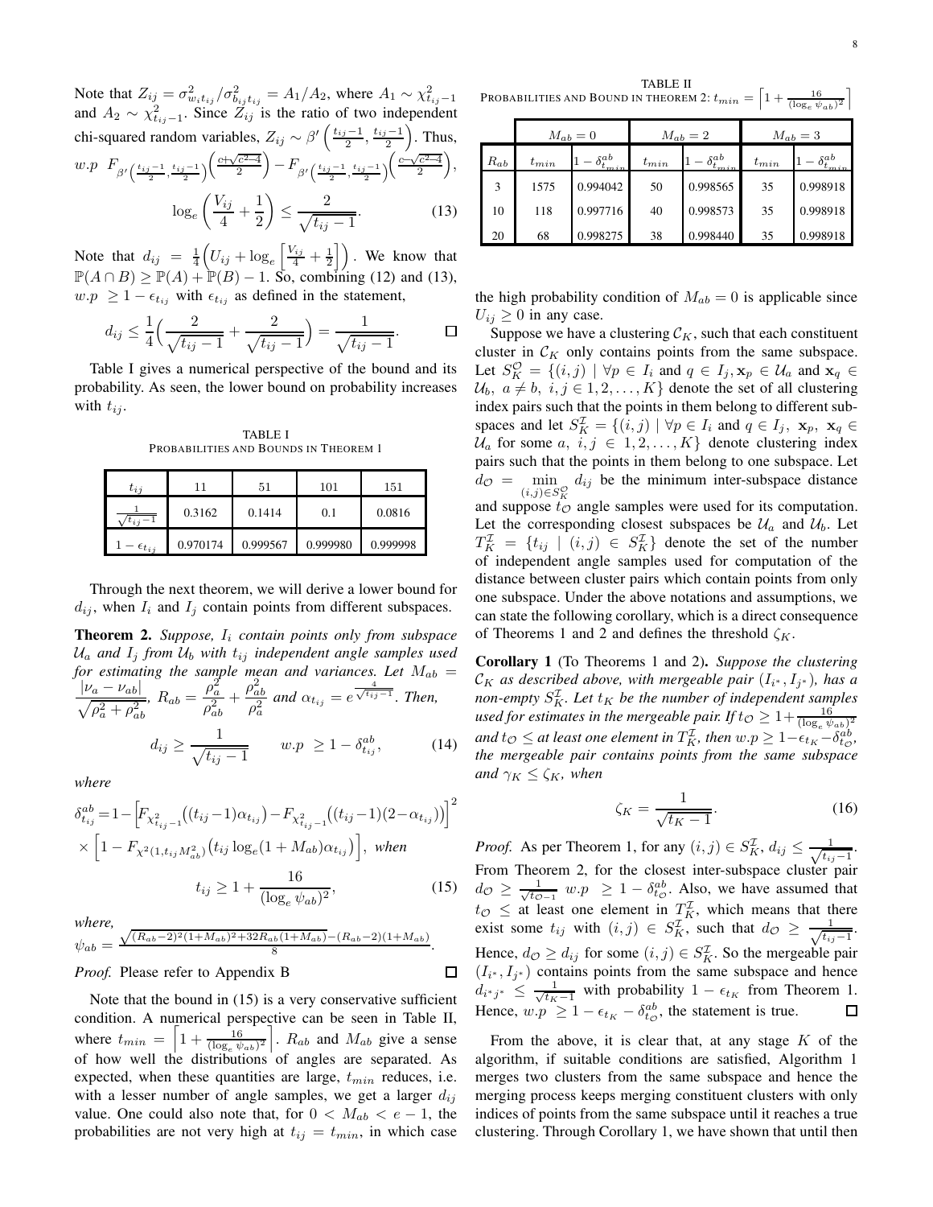Note that $Z_{ij} = \sigma^2_{w_i t_{ij}}/\sigma^2_{b_{ij} t_{ij}} = A_1/A_2$, where $A_1 \sim \chi^2_{t_{ij}-1}$ and $A_2 \sim \chi^2_{t_{ij}-1}$. Since $Z_{ij}$ is the ratio of two independent chi-squared random variables, $Z_{ij} \sim \beta'\left(\frac{t_{ij}-1}{2}, \frac{t_{ij}-1}{2}\right)$. Thus, $w.p\ \ F_{\beta'\left(\frac{t_{ij}-1}{2},\frac{t_{ij}-1}{2}\right)}\left(\frac{c+\sqrt{c^2-4}}{2}\right) - F_{\beta'\left(\frac{t_{ij}-1}{2},\frac{t_{ij}-1}{2}\right)}\left(\frac{c-\sqrt{c^2-4}}{2}\right)$,

$$\log_e\left(\frac{V_{ij}}{4} + \frac{1}{2}\right) \leq \frac{2}{\sqrt{t_{ij}-1}}. \tag{13}$$

Note that $d_{ij} = \frac{1}{4}\Big(U_{ij} + \log_e\left[\frac{V_{ij}}{4} + \frac{1}{2}\right]\Big)$. We know that $\mathbb{P}(A \cap B) \geq \mathbb{P}(A) + \mathbb{P}(B) - 1$. So, combining (12) and (13), $w.p\ \geq 1 - \epsilon_{t_{ij}}$ with $\epsilon_{t_{ij}}$ as defined in the statement,

$$d_{ij} \leq \frac{1}{4}\Big(\frac{2}{\sqrt{t_{ij}-1}} + \frac{2}{\sqrt{t_{ij}-1}}\Big) = \frac{1}{\sqrt{t_{ij}-1}}.$$

□

Table I gives a numerical perspective of the bound and its probability. As seen, the lower bound on probability increases with $t_{ij}$.

TABLE I
PROBABILITIES AND BOUNDS IN THEOREM 1

| $t_{ij}$ | 11 | 51 | 101 | 151 |
|---|---|---|---|---|
| $\frac{1}{\sqrt{t_{ij}-1}}$ | 0.3162 | 0.1414 | 0.1 | 0.0816 |
| $1-\epsilon_{t_{ij}}$ | 0.970174 | 0.999567 | 0.999980 | 0.999998 |

Through the next theorem, we will derive a lower bound for $d_{ij}$, when $I_i$ and $I_j$ contain points from different subspaces.

**Theorem 2.** *Suppose, $I_i$ contain points only from subspace $\mathcal{U}_a$ and $I_j$ from $\mathcal{U}_b$ with $t_{ij}$ independent angle samples used for estimating the sample mean and variances. Let $M_{ab} = \frac{|\nu_a - \nu_{ab}|}{\sqrt{\rho_a^2 + \rho_{ab}^2}}$, $R_{ab} = \frac{\rho_a^2}{\rho_{ab}^2} + \frac{\rho_{ab}^2}{\rho_a^2}$ and $\alpha_{t_{ij}} = e^{\frac{4}{\sqrt{t_{ij}-1}}}$. Then,*

$$d_{ij} \geq \frac{1}{\sqrt{t_{ij}-1}} \qquad w.p\ \geq 1 - \delta^{ab}_{t_{ij}}, \tag{14}$$

*where*

$$\delta^{ab}_{t_{ij}} = 1 - \Big[F_{\chi^2_{t_{ij}-1}}\big((t_{ij}-1)\alpha_{t_{ij}}\big) - F_{\chi^2_{t_{ij}-1}}\big((t_{ij}-1)(2-\alpha_{t_{ij}})\big)\Big]^2 \times \Big[1 - F_{\chi^2(1, t_{ij} M^2_{ab})}\big(t_{ij}\log_e(1+M_{ab})\alpha_{t_{ij}}\big)\Big],\ \textit{when}$$

$$t_{ij} \geq 1 + \frac{16}{(\log_e \psi_{ab})^2}, \tag{15}$$

*where,*
$\psi_{ab} = \frac{\sqrt{(R_{ab}-2)^2(1+M_{ab})^2 + 32R_{ab}(1+M_{ab})} - (R_{ab}-2)(1+M_{ab})}{8}$.

*Proof.* Please refer to Appendix B □

Note that the bound in (15) is a very conservative sufficient condition. A numerical perspective can be seen in Table II, where $t_{min} = \left\lceil 1 + \frac{16}{(\log_e \psi_{ab})^2}\right\rceil$. $R_{ab}$ and $M_{ab}$ give a sense of how well the distributions of angles are separated. As expected, when these quantities are large, $t_{min}$ reduces, i.e. with a lesser number of angle samples, we get a larger $d_{ij}$ value. One could also note that, for $0 < M_{ab} < e - 1$, the probabilities are not very high at $t_{ij} = t_{min}$, in which case the high probability condition of $M_{ab} = 0$ is applicable since $U_{ij} \geq 0$ in any case.

TABLE II
PROBABILITIES AND BOUND IN THEOREM 2: $t_{min} = \left\lceil 1 + \frac{16}{(\log_e \psi_{ab})^2}\right\rceil$

| | $M_{ab}=0$ | | $M_{ab}=2$ | | $M_{ab}=3$ | |
|---|---|---|---|---|---|---|
| $R_{ab}$ | $t_{min}$ | $1-\delta^{ab}_{t_{min}}$ | $t_{min}$ | $1-\delta^{ab}_{t_{min}}$ | $t_{min}$ | $1-\delta^{ab}_{t_{min}}$ |
| 3 | 1575 | 0.994042 | 50 | 0.998565 | 35 | 0.998918 |
| 10 | 118 | 0.997716 | 40 | 0.998573 | 35 | 0.998918 |
| 20 | 68 | 0.998275 | 38 | 0.998440 | 35 | 0.998918 |

Suppose we have a clustering $\mathcal{C}_K$, such that each constituent cluster in $\mathcal{C}_K$ only contains points from the same subspace. Let $S^{\mathcal{O}}_K = \{(i,j) \mid \forall p \in I_i \text{ and } q \in I_j, \mathbf{x}_p \in \mathcal{U}_a \text{ and } \mathbf{x}_q \in \mathcal{U}_b,\ a \neq b,\ i,j \in 1,2,\ldots,K\}$ denote the set of all clustering index pairs such that the points in them belong to different subspaces and let $S^{\mathcal{I}}_K = \{(i,j) \mid \forall p \in I_i \text{ and } q \in I_j,\ \mathbf{x}_p,\ \mathbf{x}_q \in \mathcal{U}_a \text{ for some } a,\ i,j \in 1,2,\ldots,K\}$ denote clustering index pairs such that the points in them belong to one subspace. Let $d_{\mathcal{O}} = \min_{(i,j)\in S^{\mathcal{O}}_K} d_{ij}$ be the minimum inter-subspace distance and suppose $t_{\mathcal{O}}$ angle samples were used for its computation. Let the corresponding closest subspaces be $\mathcal{U}_a$ and $\mathcal{U}_b$. Let $T^{\mathcal{I}}_K = \{t_{ij} \mid (i,j) \in S^{\mathcal{I}}_K\}$ denote the set of the number of independent angle samples used for computation of the distance between cluster pairs which contain points from only one subspace. Under the above notations and assumptions, we can state the following corollary, which is a direct consequence of Theorems 1 and 2 and defines the threshold $\zeta_K$.

**Corollary 1** (To Theorems 1 and 2)**.** *Suppose the clustering $\mathcal{C}_K$ as described above, with mergeable pair $(I_{i^*}, I_{j^*})$, has a non-empty $S^{\mathcal{I}}_K$. Let $t_K$ be the number of independent samples used for estimates in the mergeable pair. If $t_{\mathcal{O}} \geq 1 + \frac{16}{(\log_e \psi_{ab})^2}$ and $t_{\mathcal{O}} \leq$ at least one element in $T^{\mathcal{I}}_K$, then $w.p \geq 1 - \epsilon_{t_K} - \delta^{ab}_{t_{\mathcal{O}}}$, the mergeable pair contains points from the same subspace and $\gamma_K \leq \zeta_K$, when*

$$\zeta_K = \frac{1}{\sqrt{t_K - 1}}. \tag{16}$$

*Proof.* As per Theorem 1, for any $(i,j) \in S^{\mathcal{I}}_K$, $d_{ij} \leq \frac{1}{\sqrt{t_{ij}-1}}$. From Theorem 2, for the closest inter-subspace cluster pair $d_{\mathcal{O}} \geq \frac{1}{\sqrt{t_{\mathcal{O}}-1}}\ w.p\ \geq 1 - \delta^{ab}_{t_{\mathcal{O}}}$. Also, we have assumed that $t_{\mathcal{O}} \leq$ at least one element in $T^{\mathcal{I}}_K$, which means that there exist some $t_{ij}$ with $(i,j) \in S^{\mathcal{I}}_K$, such that $d_{\mathcal{O}} \geq \frac{1}{\sqrt{t_{ij}-1}}$. Hence, $d_{\mathcal{O}} \geq d_{ij}$ for some $(i,j) \in S^{\mathcal{I}}_K$. So the mergeable pair $(I_{i^*}, I_{j^*})$ contains points from the same subspace and hence $d_{i^*j^*} \leq \frac{1}{\sqrt{t_K-1}}$ with probability $1 - \epsilon_{t_K}$ from Theorem 1. Hence, $w.p\ \geq 1 - \epsilon_{t_K} - \delta^{ab}_{t_{\mathcal{O}}}$, the statement is true. □

From the above, it is clear that, at any stage $K$ of the algorithm, if suitable conditions are satisfied, Algorithm 1 merges two clusters from the same subspace and hence the merging process keeps merging constituent clusters with only indices of points from the same subspace until it reaches a true clustering. Through Corollary 1, we have shown that until then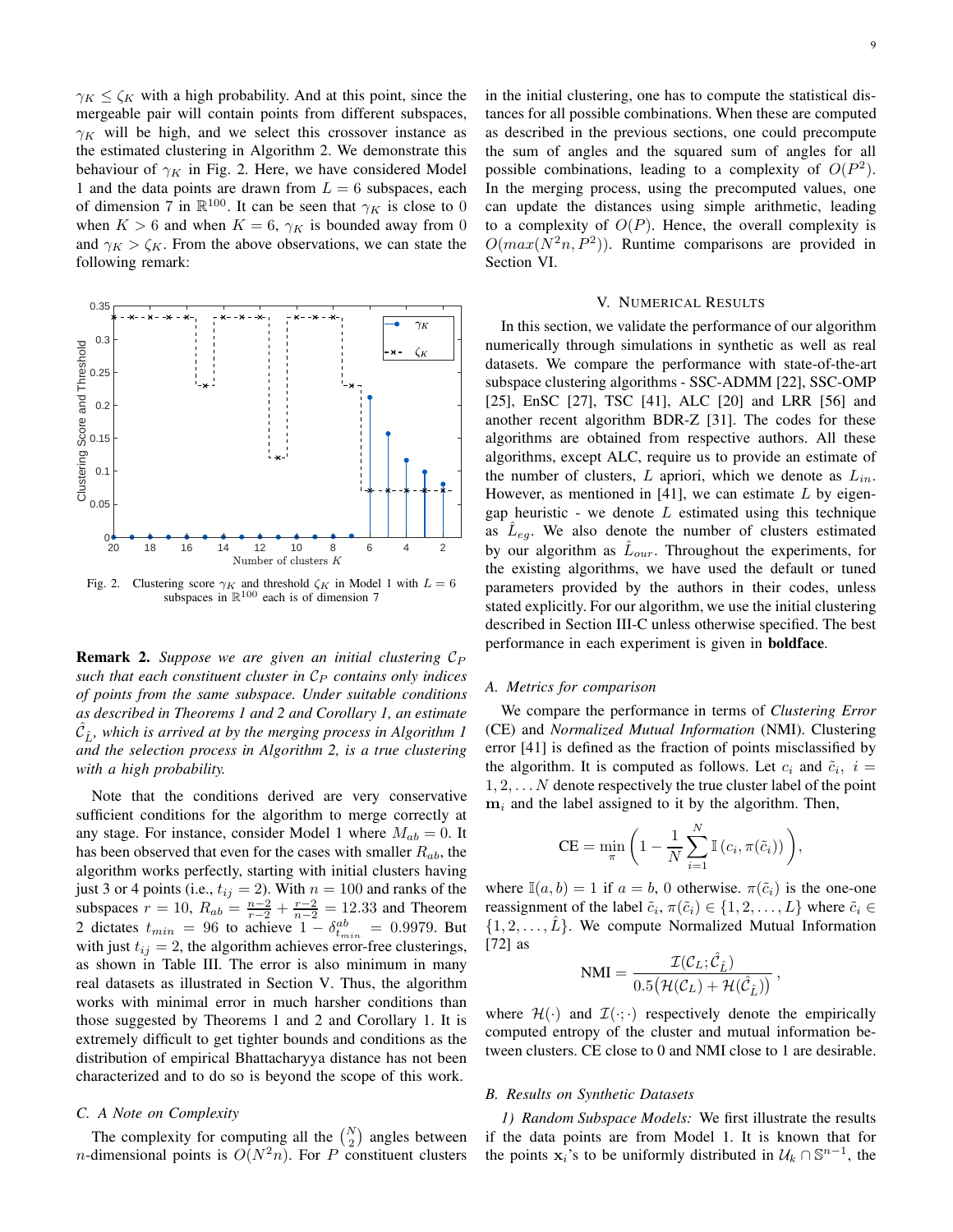$\gamma_K \leq \zeta_K$ with a high probability. And at this point, since the mergeable pair will contain points from different subspaces, $\gamma_K$ will be high, and we select this crossover instance as the estimated clustering in Algorithm 2. We demonstrate this behaviour of $\gamma_K$ in Fig. 2. Here, we have considered Model 1 and the data points are drawn from $L = 6$ subspaces, each of dimension 7 in $\mathbb{R}^{100}$. It can be seen that $\gamma_K$ is close to 0 when $K > 6$ and when $K = 6$, $\gamma_K$ is bounded away from 0 and $\gamma_K > \zeta_K$. From the above observations, we can state the following remark:

Fig. 2. Clustering score $\gamma_K$ and threshold $\zeta_K$ in Model 1 with $L = 6$ subspaces in $\mathbb{R}^{100}$ each is of dimension 7

**Remark 2.** *Suppose we are given an initial clustering $\mathcal{C}_P$ such that each constituent cluster in $\mathcal{C}_P$ contains only indices of points from the same subspace. Under suitable conditions as described in Theorems 1 and 2 and Corollary 1, an estimate $\hat{\mathcal{C}}_{\hat{L}}$, which is arrived at by the merging process in Algorithm 1 and the selection process in Algorithm 2, is a true clustering with a high probability.*

Note that the conditions derived are very conservative sufficient conditions for the algorithm to merge correctly at any stage. For instance, consider Model 1 where $M_{ab} = 0$. It has been observed that even for the cases with smaller $R_{ab}$, the algorithm works perfectly, starting with initial clusters having just 3 or 4 points (i.e., $t_{ij} = 2$). With $n = 100$ and ranks of the subspaces $r = 10$, $R_{ab} = \frac{n-2}{r-2} + \frac{r-2}{n-2} = 12.33$ and Theorem 2 dictates $t_{min} = 96$ to achieve $1 - \delta^{ab}_{t_{min}} = 0.9979$. But with just $t_{ij} = 2$, the algorithm achieves error-free clusterings, as shown in Table III. The error is also minimum in many real datasets as illustrated in Section V. Thus, the algorithm works with minimal error in much harsher conditions than those suggested by Theorems 1 and 2 and Corollary 1. It is extremely difficult to get tighter bounds and conditions as the distribution of empirical Bhattacharyya distance has not been characterized and to do so is beyond the scope of this work.

### C. A Note on Complexity

The complexity for computing all the $\binom{N}{2}$ angles between $n$-dimensional points is $O(N^2 n)$. For $P$ constituent clusters in the initial clustering, one has to compute the statistical distances for all possible combinations. When these are computed as described in the previous sections, one could precompute the sum of angles and the squared sum of angles for all possible combinations, leading to a complexity of $O(P^2)$. In the merging process, using the precomputed values, one can update the distances using simple arithmetic, leading to a complexity of $O(P)$. Hence, the overall complexity is $O(max(N^2 n, P^2))$. Runtime comparisons are provided in Section VI.

## V. Numerical Results

In this section, we validate the performance of our algorithm numerically through simulations in synthetic as well as real datasets. We compare the performance with state-of-the-art subspace clustering algorithms - SSC-ADMM [22], SSC-OMP [25], EnSC [27], TSC [41], ALC [20] and LRR [56] and another recent algorithm BDR-Z [31]. The codes for these algorithms are obtained from respective authors. All these algorithms, except ALC, require us to provide an estimate of the number of clusters, $L$ apriori, which we denote as $L_{in}$. However, as mentioned in [41], we can estimate $L$ by eigen-gap heuristic - we denote $L$ estimated using this technique as $\hat{L}_{eg}$. We also denote the number of clusters estimated by our algorithm as $\hat{L}_{our}$. Throughout the experiments, for the existing algorithms, we have used the default or tuned parameters provided by the authors in their codes, unless stated explicitly. For our algorithm, we use the initial clustering described in Section III-C unless otherwise specified. The best performance in each experiment is given in **boldface**.

### A. Metrics for comparison

We compare the performance in terms of *Clustering Error* (CE) and *Normalized Mutual Information* (NMI). Clustering error [41] is defined as the fraction of points misclassified by the algorithm. It is computed as follows. Let $c_i$ and $\tilde{c}_i,\ i = 1, 2, \ldots N$ denote respectively the true cluster label of the point $\mathbf{m}_i$ and the label assigned to it by the algorithm. Then,

$$\text{CE} = \min_{\pi} \left( 1 - \frac{1}{N} \sum_{i=1}^{N} \mathbb{I}\left(c_i, \pi(\tilde{c}_i)\right) \right),$$

where $\mathbb{I}(a, b) = 1$ if $a = b$, 0 otherwise. $\pi(\tilde{c}_i)$ is the one-one reassignment of the label $\tilde{c}_i$, $\pi(\tilde{c}_i) \in \{1, 2, \ldots, L\}$ where $\tilde{c}_i \in \{1, 2, \ldots, \hat{L}\}$. We compute Normalized Mutual Information [72] as

$$\text{NMI} = \frac{\mathcal{I}(\mathcal{C}_L; \hat{\mathcal{C}}_{\hat{L}})}{0.5\big(\mathcal{H}(\mathcal{C}_L) + \mathcal{H}(\hat{\mathcal{C}}_{\hat{L}})\big)},$$

where $\mathcal{H}(\cdot)$ and $\mathcal{I}(\cdot;\cdot)$ respectively denote the empirically computed entropy of the cluster and mutual information between clusters. CE close to 0 and NMI close to 1 are desirable.

### B. Results on Synthetic Datasets

*1) Random Subspace Models:* We first illustrate the results if the data points are from Model 1. It is known that for the points $\mathbf{x}_i$'s to be uniformly distributed in $\mathcal{U}_k \cap \mathbb{S}^{n-1}$, the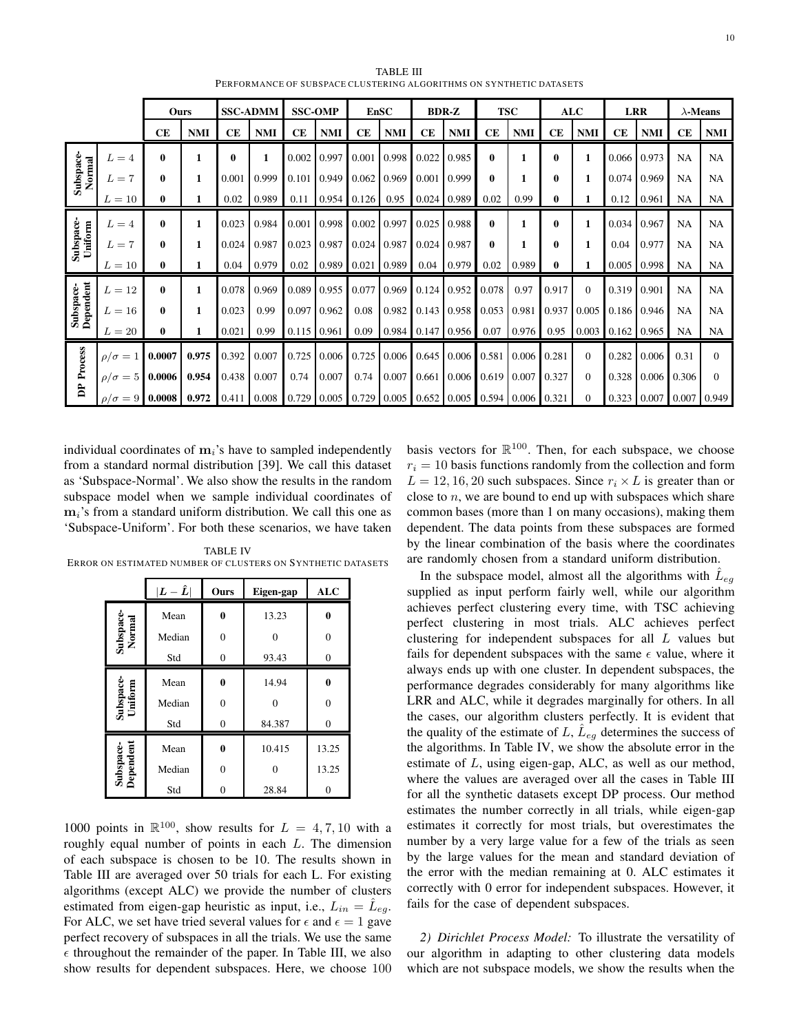TABLE III
PERFORMANCE OF SUBSPACE CLUSTERING ALGORITHMS ON SYNTHETIC DATASETS

| | | Ours | | SSC-ADMM | | SSC-OMP | | EnSC | | BDR-Z | | TSC | | ALC | | LRR | | $\lambda$-Means | |
|---|---|---|---|---|---|---|---|---|---|---|---|---|---|---|---|---|---|---|---|
| | | CE | NMI | CE | NMI | CE | NMI | CE | NMI | CE | NMI | CE | NMI | CE | NMI | CE | NMI | CE | NMI |
| Subspace-Normal | $L=4$ | **0** | **1** | **0** | **1** | 0.002 | 0.997 | 0.001 | 0.998 | 0.022 | 0.985 | **0** | **1** | **0** | **1** | 0.066 | 0.973 | NA | NA |
| | $L=7$ | **0** | **1** | 0.001 | 0.999 | 0.101 | 0.949 | 0.062 | 0.969 | 0.001 | 0.999 | **0** | **1** | **0** | **1** | 0.074 | 0.969 | NA | NA |
| | $L=10$ | **0** | **1** | 0.02 | 0.989 | 0.11 | 0.954 | 0.126 | 0.95 | 0.024 | 0.989 | 0.02 | 0.99 | **0** | **1** | 0.12 | 0.961 | NA | NA |
| Subspace-Uniform | $L=4$ | **0** | **1** | 0.023 | 0.984 | 0.001 | 0.998 | 0.002 | 0.997 | 0.025 | 0.988 | **0** | **1** | **0** | **1** | 0.034 | 0.967 | NA | NA |
| | $L=7$ | **0** | **1** | 0.024 | 0.987 | 0.023 | 0.987 | 0.024 | 0.987 | 0.024 | 0.987 | **0** | **1** | **0** | **1** | 0.04 | 0.977 | NA | NA |
| | $L=10$ | **0** | **1** | 0.04 | 0.979 | 0.02 | 0.989 | 0.021 | 0.989 | 0.04 | 0.979 | 0.02 | 0.989 | **0** | **1** | 0.005 | 0.998 | NA | NA |
| Subspace-Dependent | $L=12$ | **0** | **1** | 0.078 | 0.969 | 0.089 | 0.955 | 0.077 | 0.969 | 0.124 | 0.952 | 0.078 | 0.97 | 0.917 | 0 | 0.319 | 0.901 | NA | NA |
| | $L=16$ | **0** | **1** | 0.023 | 0.99 | 0.097 | 0.962 | 0.08 | 0.982 | 0.143 | 0.958 | 0.053 | 0.981 | 0.937 | 0.005 | 0.186 | 0.946 | NA | NA |
| | $L=20$ | **0** | **1** | 0.021 | 0.99 | 0.115 | 0.961 | 0.09 | 0.984 | 0.147 | 0.956 | 0.07 | 0.976 | 0.95 | 0.003 | 0.162 | 0.965 | NA | NA |
| DP Process | $\rho/\sigma=1$ | **0.0007** | **0.975** | 0.392 | 0.007 | 0.725 | 0.006 | 0.725 | 0.006 | 0.645 | 0.006 | 0.581 | 0.006 | 0.281 | 0 | 0.282 | 0.006 | 0.31 | 0 |
| | $\rho/\sigma=5$ | **0.0006** | **0.954** | 0.438 | 0.007 | 0.74 | 0.007 | 0.74 | 0.007 | 0.661 | 0.006 | 0.619 | 0.007 | 0.327 | 0 | 0.328 | 0.006 | 0.306 | 0 |
| | $\rho/\sigma=9$ | **0.0008** | **0.972** | 0.411 | 0.008 | 0.729 | 0.005 | 0.729 | 0.005 | 0.652 | 0.005 | 0.594 | 0.006 | 0.321 | 0 | 0.323 | 0.007 | 0.007 | 0.949 |

individual coordinates of $\mathbf{m}_i$'s have to sampled independently from a standard normal distribution [39]. We call this dataset as 'Subspace-Normal'. We also show the results in the random subspace model when we sample individual coordinates of $\mathbf{m}_i$'s from a standard uniform distribution. We call this one as 'Subspace-Uniform'. For both these scenarios, we have taken 1000 points in $\mathbb{R}^{100}$, show results for $L = 4, 7, 10$ with a roughly equal number of points in each $L$. The dimension of each subspace is chosen to be 10. The results shown in Table III are averaged over 50 trials for each L. For existing algorithms (except ALC) we provide the number of clusters estimated from eigen-gap heuristic as input, i.e., $L_{in} = \hat{L}_{eg}$. For ALC, we set have tried several values for $\epsilon$ and $\epsilon = 1$ gave perfect recovery of subspaces in all the trials. We use the same $\epsilon$ throughout the remainder of the paper. In Table III, we also show results for dependent subspaces. Here, we choose 100 basis vectors for $\mathbb{R}^{100}$. Then, for each subspace, we choose $r_i = 10$ basis functions randomly from the collection and form $L = 12, 16, 20$ such subspaces. Since $r_i \times L$ is greater than or close to $n$, we are bound to end up with subspaces which share common bases (more than 1 on many occasions), making them dependent. The data points from these subspaces are formed by the linear combination of the basis where the coordinates are randomly chosen from a standard uniform distribution.

TABLE IV
ERROR ON ESTIMATED NUMBER OF CLUSTERS ON SYNTHETIC DATASETS

| | $\vert L - \hat{L}\vert$ | Ours | Eigen-gap | ALC |
|---|---|---|---|---|
| Subspace-Normal | Mean | **0** | 13.23 | **0** |
| | Median | 0 | 0 | 0 |
| | Std | 0 | 93.43 | 0 |
| Subspace-Uniform | Mean | **0** | 14.94 | **0** |
| | Median | 0 | 0 | 0 |
| | Std | 0 | 84.387 | 0 |
| Subspace-Dependent | Mean | **0** | 10.415 | 13.25 |
| | Median | 0 | 0 | 13.25 |
| | Std | 0 | 28.84 | 0 |

In the subspace model, almost all the algorithms with $\hat{L}_{eg}$ supplied as input perform fairly well, while our algorithm achieves perfect clustering every time, with TSC achieving perfect clustering in most trials. ALC achieves perfect clustering for independent subspaces for all $L$ values but fails for dependent subspaces with the same $\epsilon$ value, where it always ends up with one cluster. In dependent subspaces, the performance degrades considerably for many algorithms like LRR and ALC, while it degrades marginally for others. In all the cases, our algorithm clusters perfectly. It is evident that the quality of the estimate of $L$, $\hat{L}_{eg}$ determines the success of the algorithms. In Table IV, we show the absolute error in the estimate of $L$, using eigen-gap, ALC, as well as our method, where the values are averaged over all the cases in Table III for all the synthetic datasets except DP process. Our method estimates the number correctly in all trials, while eigen-gap estimates it correctly for most trials, but overestimates the number by a very large value for a few of the trials as seen by the large values for the mean and standard deviation of the error with the median remaining at 0. ALC estimates it correctly with 0 error for independent subspaces. However, it fails for the case of dependent subspaces.

*2) Dirichlet Process Model:* To illustrate the versatility of our algorithm in adapting to other clustering data models which are not subspace models, we show the results when the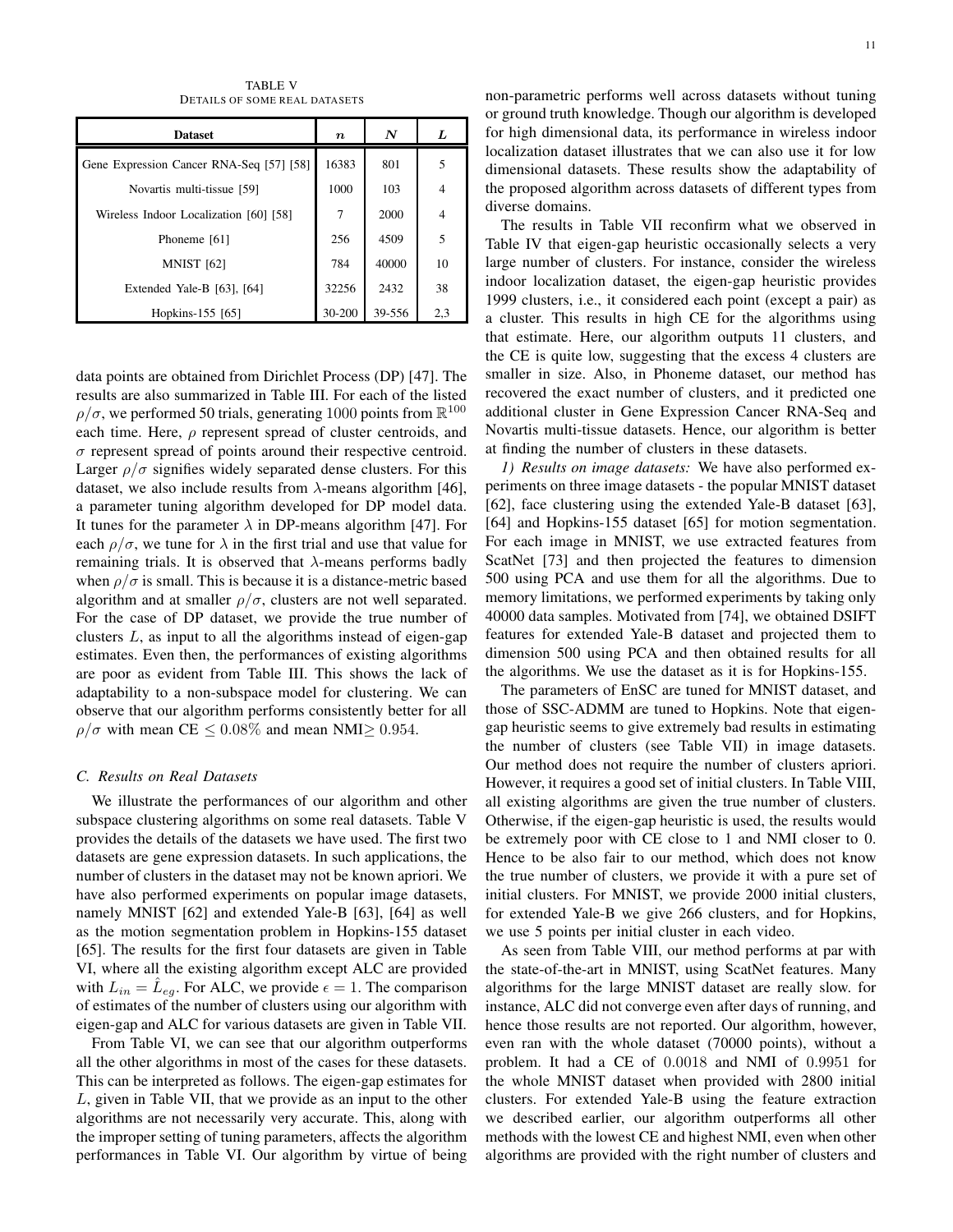TABLE V
DETAILS OF SOME REAL DATASETS

| Dataset | $n$ | $N$ | $L$ |
|---|---|---|---|
| Gene Expression Cancer RNA-Seq [57] [58] | 16383 | 801 | 5 |
| Novartis multi-tissue [59] | 1000 | 103 | 4 |
| Wireless Indoor Localization [60] [58] | 7 | 2000 | 4 |
| Phoneme [61] | 256 | 4509 | 5 |
| MNIST [62] | 784 | 40000 | 10 |
| Extended Yale-B [63], [64] | 32256 | 2432 | 38 |
| Hopkins-155 [65] | 30-200 | 39-556 | 2,3 |

data points are obtained from Dirichlet Process (DP) [47]. The results are also summarized in Table III. For each of the listed $\rho/\sigma$, we performed 50 trials, generating 1000 points from $\mathbb{R}^{100}$ each time. Here, $\rho$ represent spread of cluster centroids, and $\sigma$ represent spread of points around their respective centroid. Larger $\rho/\sigma$ signifies widely separated dense clusters. For this dataset, we also include results from $\lambda$-means algorithm [46], a parameter tuning algorithm developed for DP model data. It tunes for the parameter $\lambda$ in DP-means algorithm [47]. For each $\rho/\sigma$, we tune for $\lambda$ in the first trial and use that value for remaining trials. It is observed that $\lambda$-means performs badly when $\rho/\sigma$ is small. This is because it is a distance-metric based algorithm and at smaller $\rho/\sigma$, clusters are not well separated. For the case of DP dataset, we provide the true number of clusters $L$, as input to all the algorithms instead of eigen-gap estimates. Even then, the performances of existing algorithms are poor as evident from Table III. This shows the lack of adaptability to a non-subspace model for clustering. We can observe that our algorithm performs consistently better for all $\rho/\sigma$ with mean CE $\leq 0.08\%$ and mean NMI$\geq 0.954$.

### C. Results on Real Datasets

We illustrate the performances of our algorithm and other subspace clustering algorithms on some real datasets. Table V provides the details of the datasets we have used. The first two datasets are gene expression datasets. In such applications, the number of clusters in the dataset may not be known apriori. We have also performed experiments on popular image datasets, namely MNIST [62] and extended Yale-B [63], [64] as well as the motion segmentation problem in Hopkins-155 dataset [65]. The results for the first four datasets are given in Table VI, where all the existing algorithm except ALC are provided with $L_{in} = \hat{L}_{eg}$. For ALC, we provide $\epsilon = 1$. The comparison of estimates of the number of clusters using our algorithm with eigen-gap and ALC for various datasets are given in Table VII.

From Table VI, we can see that our algorithm outperforms all the other algorithms in most of the cases for these datasets. This can be interpreted as follows. The eigen-gap estimates for $L$, given in Table VII, that we provide as an input to the other algorithms are not necessarily very accurate. This, along with the improper setting of tuning parameters, affects the algorithm performances in Table VI. Our algorithm by virtue of being non-parametric performs well across datasets without tuning or ground truth knowledge. Though our algorithm is developed for high dimensional data, its performance in wireless indoor localization dataset illustrates that we can also use it for low dimensional datasets. These results show the adaptability of the proposed algorithm across datasets of different types from diverse domains.

The results in Table VII reconfirm what we observed in Table IV that eigen-gap heuristic occasionally selects a very large number of clusters. For instance, consider the wireless indoor localization dataset, the eigen-gap heuristic provides 1999 clusters, i.e., it considered each point (except a pair) as a cluster. This results in high CE for the algorithms using that estimate. Here, our algorithm outputs 11 clusters, and the CE is quite low, suggesting that the excess 4 clusters are smaller in size. Also, in Phoneme dataset, our method has recovered the exact number of clusters, and it predicted one additional cluster in Gene Expression Cancer RNA-Seq and Novartis multi-tissue datasets. Hence, our algorithm is better at finding the number of clusters in these datasets.

*1) Results on image datasets:* We have also performed experiments on three image datasets - the popular MNIST dataset [62], face clustering using the extended Yale-B dataset [63], [64] and Hopkins-155 dataset [65] for motion segmentation. For each image in MNIST, we use extracted features from ScatNet [73] and then projected the features to dimension 500 using PCA and use them for all the algorithms. Due to memory limitations, we performed experiments by taking only 40000 data samples. Motivated from [74], we obtained DSIFT features for extended Yale-B dataset and projected them to dimension 500 using PCA and then obtained results for all the algorithms. We use the dataset as it is for Hopkins-155.

The parameters of EnSC are tuned for MNIST dataset, and those of SSC-ADMM are tuned to Hopkins. Note that eigen-gap heuristic seems to give extremely bad results in estimating the number of clusters (see Table VII) in image datasets. Our method does not require the number of clusters apriori. However, it requires a good set of initial clusters. In Table VIII, all existing algorithms are given the true number of clusters. Otherwise, if the eigen-gap heuristic is used, the results would be extremely poor with CE close to 1 and NMI closer to 0. Hence to be also fair to our method, which does not know the true number of clusters, we provide it with a pure set of initial clusters. For MNIST, we provide 2000 initial clusters, for extended Yale-B we give 266 clusters, and for Hopkins, we use 5 points per initial cluster in each video.

As seen from Table VIII, our method performs at par with the state-of-the-art in MNIST, using ScatNet features. Many algorithms for the large MNIST dataset are really slow. for instance, ALC did not converge even after days of running, and hence those results are not reported. Our algorithm, however, even ran with the whole dataset (70000 points), without a problem. It had a CE of $0.0018$ and NMI of $0.9951$ for the whole MNIST dataset when provided with 2800 initial clusters. For extended Yale-B using the feature extraction we described earlier, our algorithm outperforms all other methods with the lowest CE and highest NMI, even when other algorithms are provided with the right number of clusters and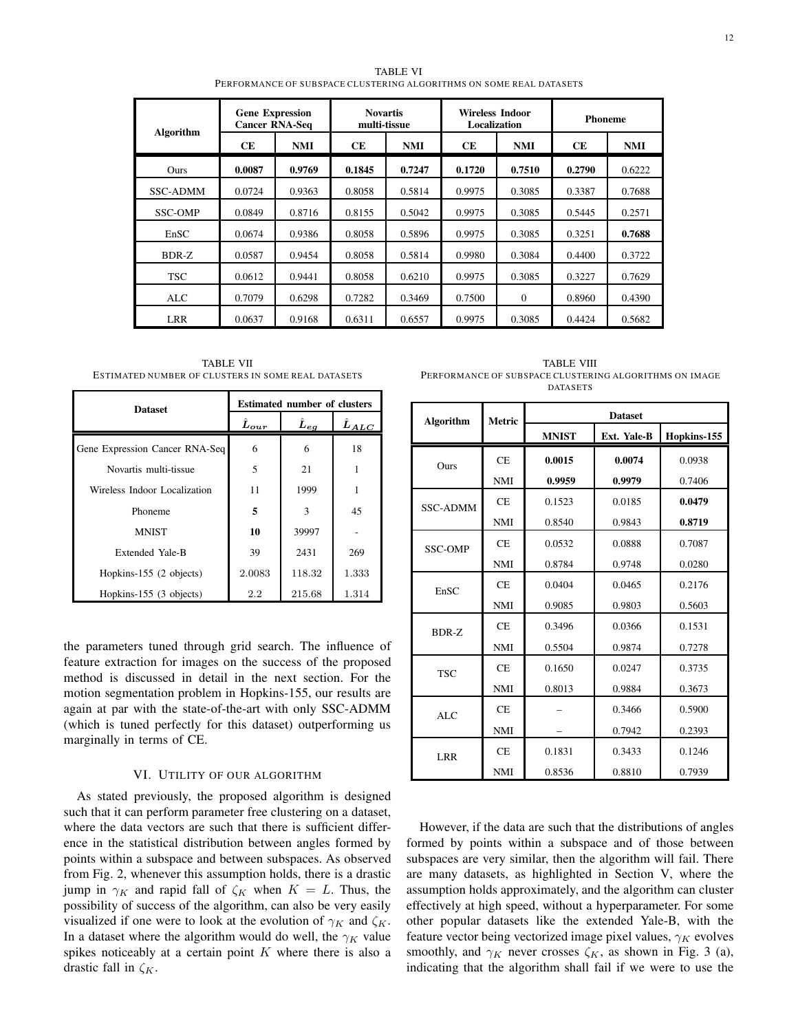TABLE VI
PERFORMANCE OF SUBSPACE CLUSTERING ALGORITHMS ON SOME REAL DATASETS

| Algorithm | Gene Expression Cancer RNA-Seq | | Novartis multi-tissue | | Wireless Indoor Localization | | Phoneme | |
|---|---|---|---|---|---|---|---|---|
| | CE | NMI | CE | NMI | CE | NMI | CE | NMI |
| Ours | **0.0087** | **0.9769** | **0.1845** | **0.7247** | **0.1720** | **0.7510** | **0.2790** | 0.6222 |
| SSC-ADMM | 0.0724 | 0.9363 | 0.8058 | 0.5814 | 0.9975 | 0.3085 | 0.3387 | 0.7688 |
| SSC-OMP | 0.0849 | 0.8716 | 0.8155 | 0.5042 | 0.9975 | 0.3085 | 0.5445 | 0.2571 |
| EnSC | 0.0674 | 0.9386 | 0.8058 | 0.5896 | 0.9975 | 0.3085 | 0.3251 | **0.7688** |
| BDR-Z | 0.0587 | 0.9454 | 0.8058 | 0.5814 | 0.9980 | 0.3084 | 0.4400 | 0.3722 |
| TSC | 0.0612 | 0.9441 | 0.8058 | 0.6210 | 0.9975 | 0.3085 | 0.3227 | 0.7629 |
| ALC | 0.7079 | 0.6298 | 0.7282 | 0.3469 | 0.7500 | 0 | 0.8960 | 0.4390 |
| LRR | 0.0637 | 0.9168 | 0.6311 | 0.6557 | 0.9975 | 0.3085 | 0.4424 | 0.5682 |

TABLE VII
ESTIMATED NUMBER OF CLUSTERS IN SOME REAL DATASETS

| Dataset | Estimated number of clusters | | |
|---|---|---|---|
| | $\hat{L}_{our}$ | $\hat{L}_{eg}$ | $\hat{L}_{ALC}$ |
| Gene Expression Cancer RNA-Seq | 6 | 6 | 18 |
| Novartis multi-tissue | 5 | 21 | 1 |
| Wireless Indoor Localization | 11 | 1999 | 1 |
| Phoneme | **5** | 3 | 45 |
| MNIST | **10** | 39997 | - |
| Extended Yale-B | 39 | 2431 | 269 |
| Hopkins-155 (2 objects) | 2.0083 | 118.32 | 1.333 |
| Hopkins-155 (3 objects) | 2.2 | 215.68 | 1.314 |

TABLE VIII
PERFORMANCE OF SUBSPACE CLUSTERING ALGORITHMS ON IMAGE DATASETS

| Algorithm | Metric | Dataset | | |
|---|---|---|---|---|
| | | MNIST | Ext. Yale-B | Hopkins-155 |
| Ours | CE | **0.0015** | **0.0074** | 0.0938 |
| | NMI | **0.9959** | **0.9979** | 0.7406 |
| SSC-ADMM | CE | 0.1523 | 0.0185 | **0.0479** |
| | NMI | 0.8540 | 0.9843 | **0.8719** |
| SSC-OMP | CE | 0.0532 | 0.0888 | 0.7087 |
| | NMI | 0.8784 | 0.9748 | 0.0280 |
| EnSC | CE | 0.0404 | 0.0465 | 0.2176 |
| | NMI | 0.9085 | 0.9803 | 0.5603 |
| BDR-Z | CE | 0.3496 | 0.0366 | 0.1531 |
| | NMI | 0.5504 | 0.9874 | 0.7278 |
| TSC | CE | 0.1650 | 0.0247 | 0.3735 |
| | NMI | 0.8013 | 0.9884 | 0.3673 |
| ALC | CE | – | 0.3466 | 0.5900 |
| | NMI | – | 0.7942 | 0.2393 |
| LRR | CE | 0.1831 | 0.3433 | 0.1246 |
| | NMI | 0.8536 | 0.8810 | 0.7939 |

the parameters tuned through grid search. The influence of feature extraction for images on the success of the proposed method is discussed in detail in the next section. For the motion segmentation problem in Hopkins-155, our results are again at par with the state-of-the-art with only SSC-ADMM (which is tuned perfectly for this dataset) outperforming us marginally in terms of CE.

## VI. Utility of our algorithm

As stated previously, the proposed algorithm is designed such that it can perform parameter free clustering on a dataset, where the data vectors are such that there is sufficient difference in the statistical distribution between angles formed by points within a subspace and between subspaces. As observed from Fig. 2, whenever this assumption holds, there is a drastic jump in $\gamma_K$ and rapid fall of $\zeta_K$ when $K = L$. Thus, the possibility of success of the algorithm, can also be very easily visualized if one were to look at the evolution of $\gamma_K$ and $\zeta_K$. In a dataset where the algorithm would do well, the $\gamma_K$ value spikes noticeably at a certain point $K$ where there is also a drastic fall in $\zeta_K$.

However, if the data are such that the distributions of angles formed by points within a subspace and of those between subspaces are very similar, then the algorithm will fail. There are many datasets, as highlighted in Section V, where the assumption holds approximately, and the algorithm can cluster effectively at high speed, without a hyperparameter. For some other popular datasets like the extended Yale-B, with the feature vector being vectorized image pixel values, $\gamma_K$ evolves smoothly, and $\gamma_K$ never crosses $\zeta_K$, as shown in Fig. 3 (a), indicating that the algorithm shall fail if we were to use the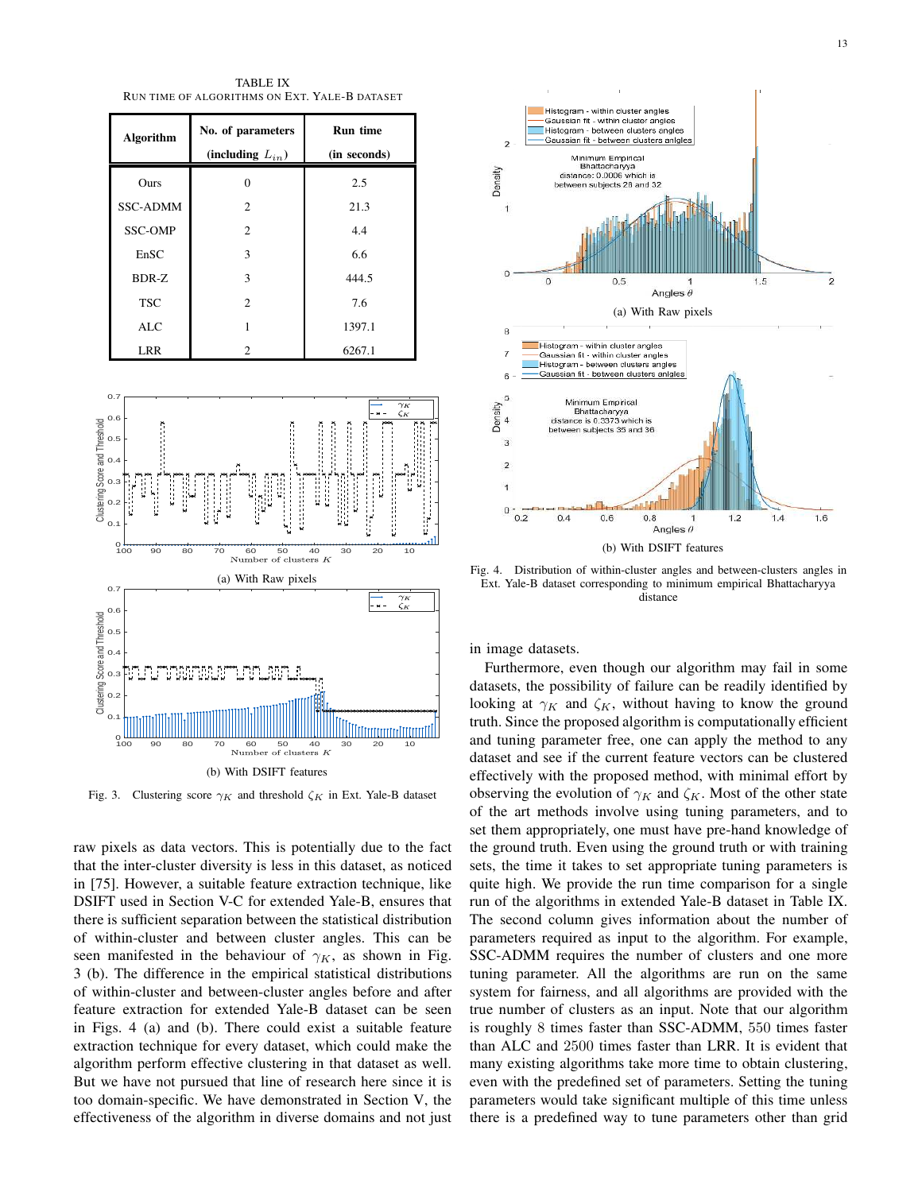TABLE IX
RUN TIME OF ALGORITHMS ON EXT. YALE-B DATASET

| Algorithm | No. of parameters (including $L_{in}$) | Run time (in seconds) |
|---|---|---|
| Ours | 0 | 2.5 |
| SSC-ADMM | 2 | 21.3 |
| SSC-OMP | 2 | 4.4 |
| EnSC | 3 | 6.6 |
| BDR-Z | 3 | 444.5 |
| TSC | 2 | 7.6 |
| ALC | 1 | 1397.1 |
| LRR | 2 | 6267.1 |

(a) With Raw pixels

(b) With DSIFT features

Fig. 3. Clustering score $\gamma_K$ and threshold $\zeta_K$ in Ext. Yale-B dataset

raw pixels as data vectors. This is potentially due to the fact that the inter-cluster diversity is less in this dataset, as noticed in [75]. However, a suitable feature extraction technique, like DSIFT used in Section V-C for extended Yale-B, ensures that there is sufficient separation between the statistical distribution of within-cluster and between cluster angles. This can be seen manifested in the behaviour of $\gamma_K$, as shown in Fig. 3 (b). The difference in the empirical statistical distributions of within-cluster and between-cluster angles before and after feature extraction for extended Yale-B dataset can be seen in Figs. 4 (a) and (b). There could exist a suitable feature extraction technique for every dataset, which could make the algorithm perform effective clustering in that dataset as well. But we have not pursued that line of research here since it is too domain-specific. We have demonstrated in Section V, the effectiveness of the algorithm in diverse domains and not just in image datasets.

(a) With Raw pixels

(b) With DSIFT features

Fig. 4. Distribution of within-cluster angles and between-clusters angles in Ext. Yale-B dataset corresponding to minimum empirical Bhattacharyya distance

Furthermore, even though our algorithm may fail in some datasets, the possibility of failure can be readily identified by looking at $\gamma_K$ and $\zeta_K$, without having to know the ground truth. Since the proposed algorithm is computationally efficient and tuning parameter free, one can apply the method to any dataset and see if the current feature vectors can be clustered effectively with the proposed method, with minimal effort by observing the evolution of $\gamma_K$ and $\zeta_K$. Most of the other state of the art methods involve using tuning parameters, and to set them appropriately, one must have pre-hand knowledge of the ground truth. Even using the ground truth or with training sets, the time it takes to set appropriate tuning parameters is quite high. We provide the run time comparison for a single run of the algorithms in extended Yale-B dataset in Table IX. The second column gives information about the number of parameters required as input to the algorithm. For example, SSC-ADMM requires the number of clusters and one more tuning parameter. All the algorithms are run on the same system for fairness, and all algorithms are provided with the true number of clusters as an input. Note that our algorithm is roughly $8$ times faster than SSC-ADMM, $550$ times faster than ALC and $2500$ times faster than LRR. It is evident that many existing algorithms take more time to obtain clustering, even with the predefined set of parameters. Setting the tuning parameters would take significant multiple of this time unless there is a predefined way to tune parameters other than grid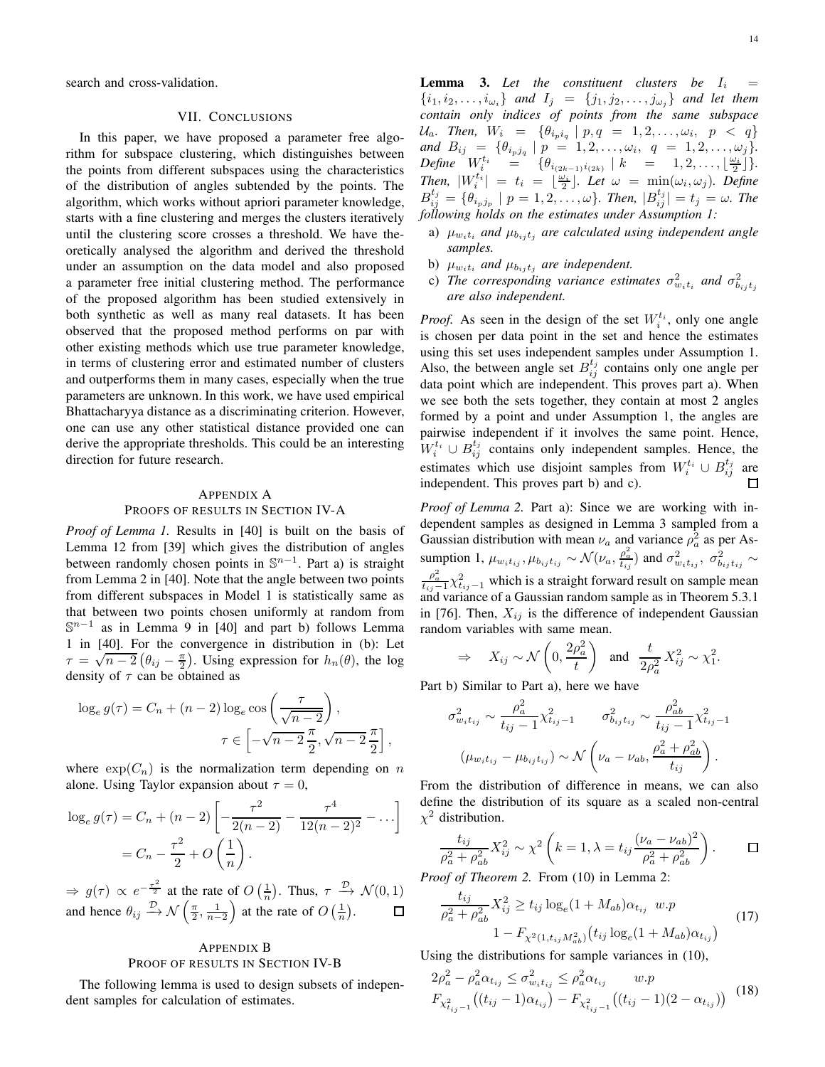search and cross-validation.

## VII. Conclusions

In this paper, we have proposed a parameter free algorithm for subspace clustering, which distinguishes between the points from different subspaces using the characteristics of the distribution of angles subtended by the points. The algorithm, which works without apriori parameter knowledge, starts with a fine clustering and merges the clusters iteratively until the clustering score crosses a threshold. We have theoretically analysed the algorithm and derived the threshold under an assumption on the data model and also proposed a parameter free initial clustering method. The performance of the proposed algorithm has been studied extensively in both synthetic as well as many real datasets. It has been observed that the proposed method performs on par with other existing methods which use true parameter knowledge, in terms of clustering error and estimated number of clusters and outperforms them in many cases, especially when the true parameters are unknown. In this work, we have used empirical Bhattacharyya distance as a discriminating criterion. However, one can use any other statistical distance provided one can derive the appropriate thresholds. This could be an interesting direction for future research.

## Appendix A
## Proofs of results in Section IV-A

*Proof of Lemma 1.* Results in [40] is built on the basis of Lemma 12 from [39] which gives the distribution of angles between randomly chosen points in $\mathbb{S}^{n-1}$. Part a) is straight from Lemma 2 in [40]. Note that the angle between two points from different subspaces in Model 1 is statistically same as that between two points chosen uniformly at random from $\mathbb{S}^{n-1}$ as in Lemma 9 in [40] and part b) follows Lemma 1 in [40]. For the convergence in distribution in (b): Let $\tau = \sqrt{n-2}\left(\theta_{ij} - \frac{\pi}{2}\right)$. Using expression for $h_n(\theta)$, the log density of $\tau$ can be obtained as

$$\log_e g(\tau) = C_n + (n-2)\log_e \cos\left(\frac{\tau}{\sqrt{n-2}}\right), \quad \tau \in \left[-\sqrt{n-2}\,\frac{\pi}{2}, \sqrt{n-2}\,\frac{\pi}{2}\right],$$

where $\exp(C_n)$ is the normalization term depending on $n$ alone. Using Taylor expansion about $\tau = 0$,

$$\begin{aligned}\log_e g(\tau) &= C_n + (n-2)\left[-\frac{\tau^2}{2(n-2)} - \frac{\tau^4}{12(n-2)^2} - \dots\right] \\ &= C_n - \frac{\tau^2}{2} + O\left(\frac{1}{n}\right).\end{aligned}$$

$\Rightarrow g(\tau) \propto e^{-\frac{\tau^2}{2}}$ at the rate of $O\left(\frac{1}{n}\right)$. Thus, $\tau \xrightarrow{\mathcal{D}} \mathcal{N}(0,1)$ and hence $\theta_{ij} \xrightarrow{\mathcal{D}} \mathcal{N}\left(\frac{\pi}{2}, \frac{1}{n-2}\right)$ at the rate of $O\left(\frac{1}{n}\right)$. ☐

## Appendix B
## Proof of results in Section IV-B

The following lemma is used to design subsets of independent samples for calculation of estimates.

**Lemma 3.** *Let the constituent clusters be $I_i = \{i_1, i_2, \dots, i_{\omega_i}\}$ and $I_j = \{j_1, j_2, \dots, j_{\omega_j}\}$ and let them contain only indices of points from the same subspace $\mathcal{U}_a$. Then, $W_i = \{\theta_{i_p i_q} \mid p, q = 1, 2, \dots, \omega_i,\ p < q\}$ and $B_{ij} = \{\theta_{i_p j_q} \mid p = 1, 2, \dots, \omega_i,\ q = 1, 2, \dots, \omega_j\}$. Define $W_i^{t_i} = \{\theta_{i_{(2k-1)} i_{(2k)}} \mid k = 1, \dots, \lfloor \frac{\omega_i}{2} \rfloor\}$. Then, $|W_i^{t_i}| = t_i = \lfloor \frac{\omega_i}{2} \rfloor$. Let $\omega = \min(\omega_i, \omega_j)$. Define $B_{ij}^{t_j} = \{\theta_{i_p j_p} \mid p = 1, 2, \dots, \omega\}$. Then, $|B_{ij}^{t_j}| = t_j = \omega$. The following holds on the estimates under Assumption 1:*

- a) *$\mu_{w_i t_i}$ and $\mu_{b_{ij} t_j}$ are calculated using independent angle samples.*
- b) *$\mu_{w_i t_i}$ and $\mu_{b_{ij} t_j}$ are independent.*
- c) *The corresponding variance estimates $\sigma^2_{w_i t_i}$ and $\sigma^2_{b_{ij} t_j}$ are also independent.*

*Proof.* As seen in the design of the set $W_i^{t_i}$, only one angle is chosen per data point in the set and hence the estimates using this set uses independent samples under Assumption 1. Also, the between angle set $B_{ij}^{t_j}$ contains only one angle per data point which are independent. This proves part a). When we see both the sets together, they contain at most 2 angles formed by a point and under Assumption 1, the angles are pairwise independent if it involves the same point. Hence, $W_i^{t_i} \cup B_{ij}^{t_j}$ contains only independent samples. Hence, the estimates which use disjoint samples from $W_i^{t_i} \cup B_{ij}^{t_j}$ are independent. This proves part b) and c). ☐

*Proof of Lemma 2.* Part a): Since we are working with independent samples as designed in Lemma 3 sampled from a Gaussian distribution with mean $\nu_a$ and variance $\rho_a^2$ as per Assumption 1, $\mu_{w_i t_{ij}}, \mu_{b_{ij} t_{ij}} \sim \mathcal{N}(\nu_a, \frac{\rho_a^2}{t_{ij}})$ and $\sigma^2_{w_i t_{ij}},\ \sigma^2_{b_{ij} t_{ij}} \sim \frac{\rho_a^2}{t_{ij}-1}\chi^2_{t_{ij}-1}$ which is a straight forward result on sample mean and variance of a Gaussian random sample as in Theorem 5.3.1 in [76]. Then, $X_{ij}$ is the difference of independent Gaussian random variables with same mean.

$$\Rightarrow \quad X_{ij} \sim \mathcal{N}\left(0, \frac{2\rho_a^2}{t}\right) \quad \text{and} \quad \frac{t}{2\rho_a^2} X_{ij}^2 \sim \chi_1^2.$$

Part b) Similar to Part a), here we have

$$\sigma^2_{w_i t_{ij}} \sim \frac{\rho_a^2}{t_{ij}-1}\chi^2_{t_{ij}-1} \qquad \sigma^2_{b_{ij} t_{ij}} \sim \frac{\rho_{ab}^2}{t_{ij}-1}\chi^2_{t_{ij}-1}$$

$$(\mu_{w_i t_{ij}} - \mu_{b_{ij} t_{ij}}) \sim \mathcal{N}\left(\nu_a - \nu_{ab}, \frac{\rho_a^2 + \rho_{ab}^2}{t_{ij}}\right).$$

From the distribution of difference in means, we can also define the distribution of its square as a scaled non-central $\chi^2$ distribution.

$$\frac{t_{ij}}{\rho_a^2 + \rho_{ab}^2} X_{ij}^2 \sim \chi^2\left(k = 1, \lambda = t_{ij}\frac{(\nu_a - \nu_{ab})^2}{\rho_a^2 + \rho_{ab}^2}\right). \qquad ☐$$

*Proof of Theorem 2.* From (10) in Lemma 2:

$$\begin{aligned}\frac{t_{ij}}{\rho_a^2 + \rho_{ab}^2} X_{ij}^2 \geq t_{ij} \log_e(1 + M_{ab})\alpha_{t_{ij}} \ \ w.p \\ 1 - F_{\chi^2(1, t_{ij} M_{ab}^2)}\big(t_{ij} \log_e(1 + M_{ab})\alpha_{t_{ij}}\big)\end{aligned} \tag{17}$$

Using the distributions for sample variances in (10),

$$\begin{aligned}2\rho_a^2 - \rho_a^2\alpha_{t_{ij}} \leq \sigma^2_{w_i t_{ij}} \leq \rho_a^2\alpha_{t_{ij}} \qquad w.p \\ F_{\chi^2_{t_{ij}-1}}\big((t_{ij}-1)\alpha_{t_{ij}}\big) - F_{\chi^2_{t_{ij}-1}}\big((t_{ij}-1)(2 - \alpha_{t_{ij}})\big)\end{aligned} \tag{18}$$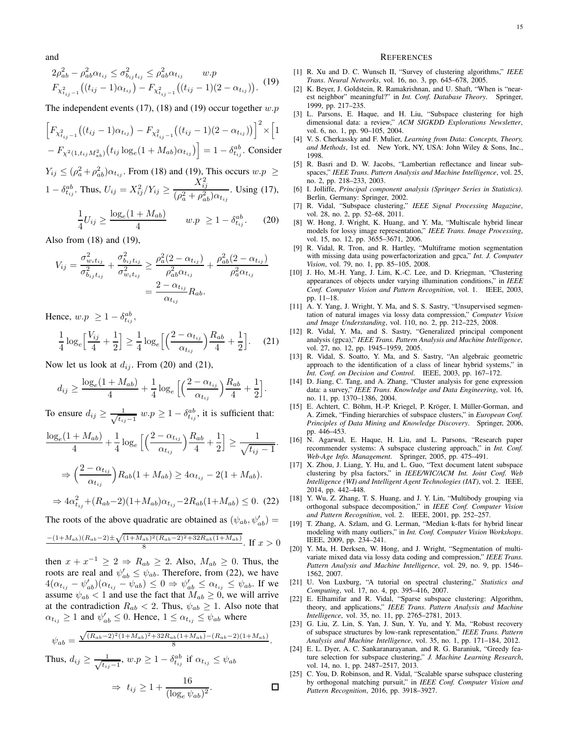and

$$2\rho_{ab}^2 - \rho_{ab}^2\alpha_{t_{ij}} \leq \sigma_{b_{ij}t_{ij}}^2 \leq \rho_{ab}^2\alpha_{t_{ij}} \qquad w.p \\ F_{\chi^2_{t_{ij}-1}}\big((t_{ij}-1)\alpha_{t_{ij}}\big) - F_{\chi^2_{t_{ij}-1}}\big((t_{ij}-1)(2-\alpha_{t_{ij}})\big). \tag{19}$$

The independent events (17), (18) and (19) occur together $w.p$

$$\Big[F_{\chi^2_{t_{ij}-1}}\big((t_{ij}-1)\alpha_{t_{ij}}\big) - F_{\chi^2_{t_{ij}-1}}\big((t_{ij}-1)(2-\alpha_{t_{ij}})\big)\Big]^2 \times \Big[1 - F_{\chi^2(1,t_{ij}M_{ab}^2)}\big(t_{ij}\log_e(1+M_{ab})\alpha_{t_{ij}}\big)\Big] = 1 - \delta_{t_{ij}}^{ab}.$$

Consider $Y_{ij} \leq (\rho_a^2 + \rho_{ab}^2)\alpha_{t_{ij}}$. From (18) and (19), This occurs $w.p \geq 1 - \delta_{t_{ij}}^{ab}$. Thus, $U_{ij} = X_{ij}^2/Y_{ij} \geq \dfrac{X_{ij}^2}{(\rho_a^2+\rho_{ab}^2)\alpha_{t_{ij}}}$. Using (17),

$$\frac{1}{4}U_{ij} \geq \frac{\log_e(1+M_{ab})}{4} \qquad w.p \ \geq 1 - \delta_{t_{ij}}^{ab}. \tag{20}$$

Also from (18) and (19),

$$V_{ij} = \frac{\sigma_{w_it_{ij}}^2}{\sigma_{b_{ij}t_{ij}}^2} + \frac{\sigma_{b_{ij}t_{ij}}^2}{\sigma_{w_it_{ij}}^2} \geq \frac{\rho_a^2(2-\alpha_{t_{ij}})}{\rho_{ab}^2\alpha_{t_{ij}}} + \frac{\rho_{ab}^2(2-\alpha_{t_{ij}})}{\rho_a^2\alpha_{t_{ij}}} = \frac{2-\alpha_{t_{ij}}}{\alpha_{t_{ij}}}R_{ab}.$$

Hence, $w.p \ \geq 1 - \delta_{t_{ij}}^{ab}$,

$$\frac{1}{4}\log_e\Big[\frac{V_{ij}}{4} + \frac{1}{2}\Big] \geq \frac{1}{4}\log_e\Big[\Big(\frac{2-\alpha_{t_{ij}}}{\alpha_{t_{ij}}}\Big)\frac{R_{ab}}{4} + \frac{1}{2}\Big]. \tag{21}$$

Now let us look at $d_{ij}$. From (20) and (21),

$$d_{ij} \geq \frac{\log_e(1+M_{ab})}{4} + \frac{1}{4}\log_e\Big[\Big(\frac{2-\alpha_{t_{ij}}}{\alpha_{t_{ij}}}\Big)\frac{R_{ab}}{4} + \frac{1}{2}\Big].$$

To ensure $d_{ij} \geq \frac{1}{\sqrt{t_{ij}-1}}$ $w.p \geq 1 - \delta_{t_{ij}}^{ab}$, it is sufficient that:

$$\frac{\log_e(1+M_{ab})}{4} + \frac{1}{4}\log_e\Big[\Big(\frac{2-\alpha_{t_{ij}}}{\alpha_{t_{ij}}}\Big)\frac{R_{ab}}{4} + \frac{1}{2}\Big] \geq \frac{1}{\sqrt{t_{ij}-1}}.$$

$$\Rightarrow \Big(\frac{2-\alpha_{t_{ij}}}{\alpha_{t_{ij}}}\Big)R_{ab}(1+M_{ab}) \geq 4\alpha_{t_{ij}} - 2(1+M_{ab}).$$

$$\Rightarrow 4\alpha_{t_{ij}}^2 + (R_{ab}-2)(1+M_{ab})\alpha_{t_{ij}} - 2R_{ab}(1+M_{ab}) \leq 0. \tag{22}$$

The roots of the above quadratic are obtained as $(\psi_{ab}, \psi'_{ab}) = \frac{-(1+M_{ab})(R_{ab}-2) \pm \sqrt{(1+M_{ab})^2(R_{ab}-2)^2 + 32R_{ab}(1+M_{ab})}}{8}$. If $x > 0$ then $x + x^{-1} \geq 2 \Rightarrow R_{ab} \geq 2$. Also, $M_{ab} \geq 0$. Thus, the roots are real and $\psi'_{ab} \leq \psi_{ab}$. Therefore, from (22), we have $4(\alpha_{t_{ij}} - \psi'_{ab})(\alpha_{t_{ij}} - \psi_{ab}) \leq 0 \Rightarrow \psi'_{ab} \leq \alpha_{t_{ij}} \leq \psi_{ab}$. If we assume $\psi_{ab} < 1$ and use the fact that $M_{ab} \geq 0$, we will arrive at the contradiction $R_{ab} < 2$. Thus, $\psi_{ab} \geq 1$. Also note that $\alpha_{t_{ij}} \geq 1$ and $\psi'_{ab} \leq 0$. Hence, $1 \leq \alpha_{t_{ij}} \leq \psi_{ab}$ where

$$\psi_{ab} = \frac{\sqrt{(R_{ab}-2)^2(1+M_{ab})^2 + 32R_{ab}(1+M_{ab})} - (R_{ab}-2)(1+M_{ab})}{8}.$$

Thus, $d_{ij} \geq \frac{1}{\sqrt{t_{ij}-1}}$, $w.p \geq 1 - \delta_{t_{ij}}^{ab}$ if $\alpha_{t_{ij}} \leq \psi_{ab}$

$$\Rightarrow \ t_{ij} \geq 1 + \frac{16}{(\log_e \psi_{ab})^2}.$$

□

# References

[1] R. Xu and D. C. Wunsch II, "Survey of clustering algorithms," *IEEE Trans. Neural Networks*, vol. 16, no. 3, pp. 645–678, 2005.

[2] K. Beyer, J. Goldstein, R. Ramakrishnan, and U. Shaft, "When is "nearest neighbor" meaningful?" in *Int. Conf. Database Theory*. Springer, 1999, pp. 217–235.

[3] L. Parsons, E. Haque, and H. Liu, "Subspace clustering for high dimensional data: a review," *ACM SIGKDD Explorations Newsletter*, vol. 6, no. 1, pp. 90–105, 2004.

[4] V. S. Cherkassky and F. Mulier, *Learning from Data: Concepts, Theory, and Methods*, 1st ed. New York, NY, USA: John Wiley & Sons, Inc., 1998.

[5] R. Basri and D. W. Jacobs, "Lambertian reflectance and linear subspaces," *IEEE Trans. Pattern Analysis and Machine Intelligence*, vol. 25, no. 2, pp. 218–233, 2003.

[6] I. Jolliffe, *Principal component analysis (Springer Series in Statistics)*. Berlin, Germany: Springer, 2002.

[7] R. Vidal, "Subspace clustering," *IEEE Signal Processing Magazine*, vol. 28, no. 2, pp. 52–68, 2011.

[8] W. Hong, J. Wright, K. Huang, and Y. Ma, "Multiscale hybrid linear models for lossy image representation," *IEEE Trans. Image Processing*, vol. 15, no. 12, pp. 3655–3671, 2006.

[9] R. Vidal, R. Tron, and R. Hartley, "Multiframe motion segmentation with missing data using powerfactorization and gpca," *Int. J. Computer Vision*, vol. 79, no. 1, pp. 85–105, 2008.

[10] J. Ho, M.-H. Yang, J. Lim, K.-C. Lee, and D. Kriegman, "Clustering appearances of objects under varying illumination conditions," in *IEEE Conf. Computer Vision and Pattern Recognition*, vol. 1. IEEE, 2003, pp. 11–18.

[11] A. Y. Yang, J. Wright, Y. Ma, and S. S. Sastry, "Unsupervised segmentation of natural images via lossy data compression," *Computer Vision and Image Understanding*, vol. 110, no. 2, pp. 212–225, 2008.

[12] R. Vidal, Y. Ma, and S. Sastry, "Generalized principal component analysis (gpca)," *IEEE Trans. Pattern Analysis and Machine Intelligence*, vol. 27, no. 12, pp. 1945–1959, 2005.

[13] R. Vidal, S. Soatto, Y. Ma, and S. Sastry, "An algebraic geometric approach to the identification of a class of linear hybrid systems," in *Int. Conf. on Decision and Control*. IEEE, 2003, pp. 167–172.

[14] D. Jiang, C. Tang, and A. Zhang, "Cluster analysis for gene expression data: a survey," *IEEE Trans. Knowledge and Data Engineering*, vol. 16, no. 11, pp. 1370–1386, 2004.

[15] E. Achtert, C. Böhm, H.-P. Kriegel, P. Kröger, I. Müller-Gorman, and A. Zimek, "Finding hierarchies of subspace clusters," in *European Conf. Principles of Data Mining and Knowledge Discovery*. Springer, 2006, pp. 446–453.

[16] N. Agarwal, E. Haque, H. Liu, and L. Parsons, "Research paper recommender systems: A subspace clustering approach," in *Int. Conf. Web-Age Info. Management*. Springer, 2005, pp. 475–491.

[17] X. Zhou, J. Liang, Y. Hu, and L. Guo, "Text document latent subspace clustering by plsa factors," in *IEEE/WIC/ACM Int. Joint Conf. Web Intelligence (WI) and Intelligent Agent Technologies (IAT)*, vol. 2. IEEE, 2014, pp. 442–448.

[18] Y. Wu, Z. Zhang, T. S. Huang, and J. Y. Lin, "Multibody grouping via orthogonal subspace decomposition," in *IEEE Conf. Computer Vision and Pattern Recognition*, vol. 2. IEEE, 2001, pp. 252–257.

[19] T. Zhang, A. Szlam, and G. Lerman, "Median k-flats for hybrid linear modeling with many outliers," in *Int. Conf. Computer Vision Workshops*. IEEE, 2009, pp. 234–241.

[20] Y. Ma, H. Derksen, W. Hong, and J. Wright, "Segmentation of multivariate mixed data via lossy data coding and compression," *IEEE Trans. Pattern Analysis and Machine Intelligence*, vol. 29, no. 9, pp. 1546–1562, 2007.

[21] U. Von Luxburg, "A tutorial on spectral clustering," *Statistics and Computing*, vol. 17, no. 4, pp. 395–416, 2007.

[22] E. Elhamifar and R. Vidal, "Sparse subspace clustering: Algorithm, theory, and applications," *IEEE Trans. Pattern Analysis and Machine Intelligence*, vol. 35, no. 11, pp. 2765–2781, 2013.

[23] G. Liu, Z. Lin, S. Yan, J. Sun, Y. Yu, and Y. Ma, "Robust recovery of subspace structures by low-rank representation," *IEEE Trans. Pattern Analysis and Machine Intelligence*, vol. 35, no. 1, pp. 171–184, 2012.

[24] E. L. Dyer, A. C. Sankaranarayanan, and R. G. Baraniuk, "Greedy feature selection for subspace clustering," *J. Machine Learning Research*, vol. 14, no. 1, pp. 2487–2517, 2013.

[25] C. You, D. Robinson, and R. Vidal, "Scalable sparse subspace clustering by orthogonal matching pursuit," in *IEEE Conf. Computer Vision and Pattern Recognition*, 2016, pp. 3918–3927.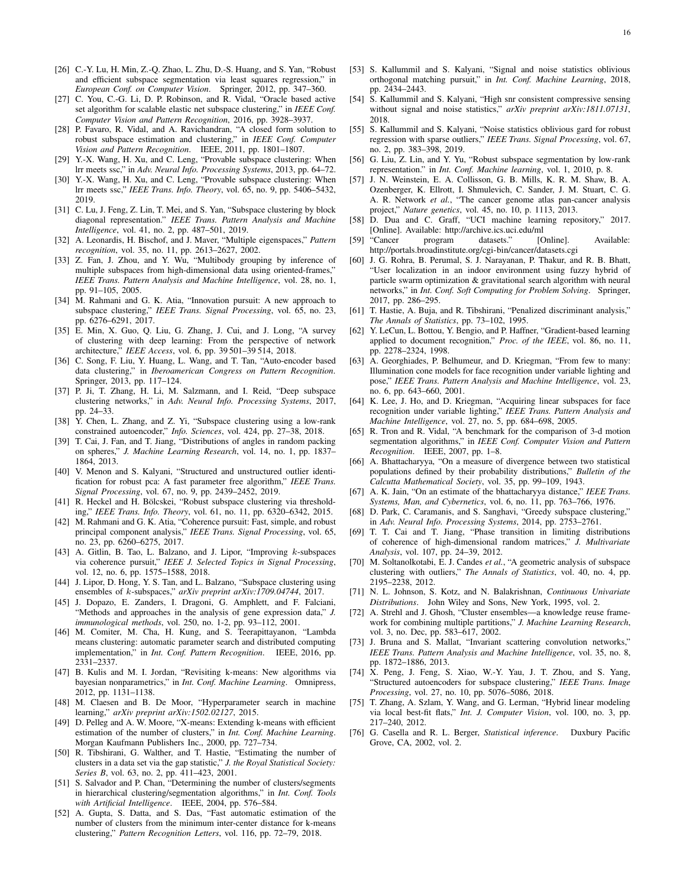[26] C.-Y. Lu, H. Min, Z.-Q. Zhao, L. Zhu, D.-S. Huang, and S. Yan, "Robust and efficient subspace segmentation via least squares regression," in *European Conf. on Computer Vision*. Springer, 2012, pp. 347–360.

[27] C. You, C.-G. Li, D. P. Robinson, and R. Vidal, "Oracle based active set algorithm for scalable elastic net subspace clustering," in *IEEE Conf. Computer Vision and Pattern Recognition*, 2016, pp. 3928–3937.

[28] P. Favaro, R. Vidal, and A. Ravichandran, "A closed form solution to robust subspace estimation and clustering," in *IEEE Conf. Computer Vision and Pattern Recognition*. IEEE, 2011, pp. 1801–1807.

[29] Y.-X. Wang, H. Xu, and C. Leng, "Provable subspace clustering: When lrr meets ssc," in *Adv. Neural Info. Processing Systems*, 2013, pp. 64–72.

[30] Y.-X. Wang, H. Xu, and C. Leng, "Provable subspace clustering: When lrr meets ssc," *IEEE Trans. Info. Theory*, vol. 65, no. 9, pp. 5406–5432, 2019.

[31] C. Lu, J. Feng, Z. Lin, T. Mei, and S. Yan, "Subspace clustering by block diagonal representation." *IEEE Trans. Pattern Analysis and Machine Intelligence*, vol. 41, no. 2, pp. 487–501, 2019.

[32] A. Leonardis, H. Bischof, and J. Maver, "Multiple eigenspaces," *Pattern recognition*, vol. 35, no. 11, pp. 2613–2627, 2002.

[33] Z. Fan, J. Zhou, and Y. Wu, "Multibody grouping by inference of multiple subspaces from high-dimensional data using oriented-frames," *IEEE Trans. Pattern Analysis and Machine Intelligence*, vol. 28, no. 1, pp. 91–105, 2005.

[34] M. Rahmani and G. K. Atia, "Innovation pursuit: A new approach to subspace clustering," *IEEE Trans. Signal Processing*, vol. 65, no. 23, pp. 6276–6291, 2017.

[35] E. Min, X. Guo, Q. Liu, G. Zhang, J. Cui, and J. Long, "A survey of clustering with deep learning: From the perspective of network architecture," *IEEE Access*, vol. 6, pp. 39 501–39 514, 2018.

[36] C. Song, F. Liu, Y. Huang, L. Wang, and T. Tan, "Auto-encoder based data clustering," in *Iberoamerican Congress on Pattern Recognition*. Springer, 2013, pp. 117–124.

[37] P. Ji, T. Zhang, H. Li, M. Salzmann, and I. Reid, "Deep subspace clustering networks," in *Adv. Neural Info. Processing Systems*, 2017, pp. 24–33.

[38] Y. Chen, L. Zhang, and Z. Yi, "Subspace clustering using a low-rank constrained autoencoder," *Info. Sciences*, vol. 424, pp. 27–38, 2018.

[39] T. Cai, J. Fan, and T. Jiang, "Distributions of angles in random packing on spheres," *J. Machine Learning Research*, vol. 14, no. 1, pp. 1837–1864, 2013.

[40] V. Menon and S. Kalyani, "Structured and unstructured outlier identification for robust pca: A fast parameter free algorithm," *IEEE Trans. Signal Processing*, vol. 67, no. 9, pp. 2439–2452, 2019.

[41] R. Heckel and H. Bölcskei, "Robust subspace clustering via thresholding," *IEEE Trans. Info. Theory*, vol. 61, no. 11, pp. 6320–6342, 2015.

[42] M. Rahmani and G. K. Atia, "Coherence pursuit: Fast, simple, and robust principal component analysis," *IEEE Trans. Signal Processing*, vol. 65, no. 23, pp. 6260–6275, 2017.

[43] A. Gitlin, B. Tao, L. Balzano, and J. Lipor, "Improving $k$-subspaces via coherence pursuit," *IEEE J. Selected Topics in Signal Processing*, vol. 12, no. 6, pp. 1575–1588, 2018.

[44] J. Lipor, D. Hong, Y. S. Tan, and L. Balzano, "Subspace clustering using ensembles of $k$-subspaces," *arXiv preprint arXiv:1709.04744*, 2017.

[45] J. Dopazo, E. Zanders, I. Dragoni, G. Amphlett, and F. Falciani, "Methods and approaches in the analysis of gene expression data," *J. immunological methods*, vol. 250, no. 1-2, pp. 93–112, 2001.

[46] M. Comiter, M. Cha, H. Kung, and S. Teerapittayanon, "Lambda means clustering: automatic parameter search and distributed computing implementation," in *Int. Conf. Pattern Recognition*. IEEE, 2016, pp. 2331–2337.

[47] B. Kulis and M. I. Jordan, "Revisiting k-means: New algorithms via bayesian nonparametrics," in *Int. Conf. Machine Learning*. Omnipress, 2012, pp. 1131–1138.

[48] M. Claesen and B. De Moor, "Hyperparameter search in machine learning," *arXiv preprint arXiv:1502.02127*, 2015.

[49] D. Pelleg and A. W. Moore, "X-means: Extending k-means with efficient estimation of the number of clusters," in *Int. Conf. Machine Learning*. Morgan Kaufmann Publishers Inc., 2000, pp. 727–734.

[50] R. Tibshirani, G. Walther, and T. Hastie, "Estimating the number of clusters in a data set via the gap statistic," *J. the Royal Statistical Society: Series B*, vol. 63, no. 2, pp. 411–423, 2001.

[51] S. Salvador and P. Chan, "Determining the number of clusters/segments in hierarchical clustering/segmentation algorithms," in *Int. Conf. Tools with Artificial Intelligence*. IEEE, 2004, pp. 576–584.

[52] A. Gupta, S. Datta, and S. Das, "Fast automatic estimation of the number of clusters from the minimum inter-center distance for k-means clustering," *Pattern Recognition Letters*, vol. 116, pp. 72–79, 2018.

[53] S. Kallummil and S. Kalyani, "Signal and noise statistics oblivious orthogonal matching pursuit," in *Int. Conf. Machine Learning*, 2018, pp. 2434–2443.

[54] S. Kallummil and S. Kalyani, "High snr consistent compressive sensing without signal and noise statistics," *arXiv preprint arXiv:1811.07131*, 2018.

[55] S. Kallummil and S. Kalyani, "Noise statistics oblivious gard for robust regression with sparse outliers," *IEEE Trans. Signal Processing*, vol. 67, no. 2, pp. 383–398, 2019.

[56] G. Liu, Z. Lin, and Y. Yu, "Robust subspace segmentation by low-rank representation." in *Int. Conf. Machine learning*, vol. 1, 2010, p. 8.

[57] J. N. Weinstein, E. A. Collisson, G. B. Mills, K. R. M. Shaw, B. A. Ozenberger, K. Ellrott, I. Shmulevich, C. Sander, J. M. Stuart, C. G. A. R. Network *et al.*, "The cancer genome atlas pan-cancer analysis project," *Nature genetics*, vol. 45, no. 10, p. 1113, 2013.

[58] D. Dua and C. Graff, "UCI machine learning repository," 2017. [Online]. Available: http://archive.ics.uci.edu/ml

[59] "Cancer program datasets." [Online]. Available: http://portals.broadinstitute.org/cgi-bin/cancer/datasets.cgi

[60] J. G. Rohra, B. Perumal, S. J. Narayanan, P. Thakur, and R. B. Bhatt, "User localization in an indoor environment using fuzzy hybrid of particle swarm optimization & gravitational search algorithm with neural networks," in *Int. Conf. Soft Computing for Problem Solving*. Springer, 2017, pp. 286–295.

[61] T. Hastie, A. Buja, and R. Tibshirani, "Penalized discriminant analysis," *The Annals of Statistics*, pp. 73–102, 1995.

[62] Y. LeCun, L. Bottou, Y. Bengio, and P. Haffner, "Gradient-based learning applied to document recognition," *Proc. of the IEEE*, vol. 86, no. 11, pp. 2278–2324, 1998.

[63] A. Georghiades, P. Belhumeur, and D. Kriegman, "From few to many: Illumination cone models for face recognition under variable lighting and pose," *IEEE Trans. Pattern Analysis and Machine Intelligence*, vol. 23, no. 6, pp. 643–660, 2001.

[64] K. Lee, J. Ho, and D. Kriegman, "Acquiring linear subspaces for face recognition under variable lighting," *IEEE Trans. Pattern Analysis and Machine Intelligence*, vol. 27, no. 5, pp. 684–698, 2005.

[65] R. Tron and R. Vidal, "A benchmark for the comparison of 3-d motion segmentation algorithms," in *IEEE Conf. Computer Vision and Pattern Recognition*. IEEE, 2007, pp. 1–8.

[66] A. Bhattacharyya, "On a measure of divergence between two statistical populations defined by their probability distributions," *Bulletin of the Calcutta Mathematical Society*, vol. 35, pp. 99–109, 1943.

[67] A. K. Jain, "On an estimate of the bhattacharyya distance," *IEEE Trans. Systems, Man, and Cybernetics*, vol. 6, no. 11, pp. 763–766, 1976.

[68] D. Park, C. Caramanis, and S. Sanghavi, "Greedy subspace clustering," in *Adv. Neural Info. Processing Systems*, 2014, pp. 2753–2761.

[69] T. T. Cai and T. Jiang, "Phase transition in limiting distributions of coherence of high-dimensional random matrices," *J. Multivariate Analysis*, vol. 107, pp. 24–39, 2012.

[70] M. Soltanolkotabi, E. J. Candes *et al.*, "A geometric analysis of subspace clustering with outliers," *The Annals of Statistics*, vol. 40, no. 4, pp. 2195–2238, 2012.

[71] N. L. Johnson, S. Kotz, and N. Balakrishnan, *Continuous Univariate Distributions*. John Wiley and Sons, New York, 1995, vol. 2.

[72] A. Strehl and J. Ghosh, "Cluster ensembles—a knowledge reuse framework for combining multiple partitions," *J. Machine Learning Research*, vol. 3, no. Dec, pp. 583–617, 2002.

[73] J. Bruna and S. Mallat, "Invariant scattering convolution networks," *IEEE Trans. Pattern Analysis and Machine Intelligence*, vol. 35, no. 8, pp. 1872–1886, 2013.

[74] X. Peng, J. Feng, S. Xiao, W.-Y. Yau, J. T. Zhou, and S. Yang, "Structured autoencoders for subspace clustering," *IEEE Trans. Image Processing*, vol. 27, no. 10, pp. 5076–5086, 2018.

[75] T. Zhang, A. Szlam, Y. Wang, and G. Lerman, "Hybrid linear modeling via local best-fit flats," *Int. J. Computer Vision*, vol. 100, no. 3, pp. 217–240, 2012.

[76] G. Casella and R. L. Berger, *Statistical inference*. Duxbury Pacific Grove, CA, 2002, vol. 2.